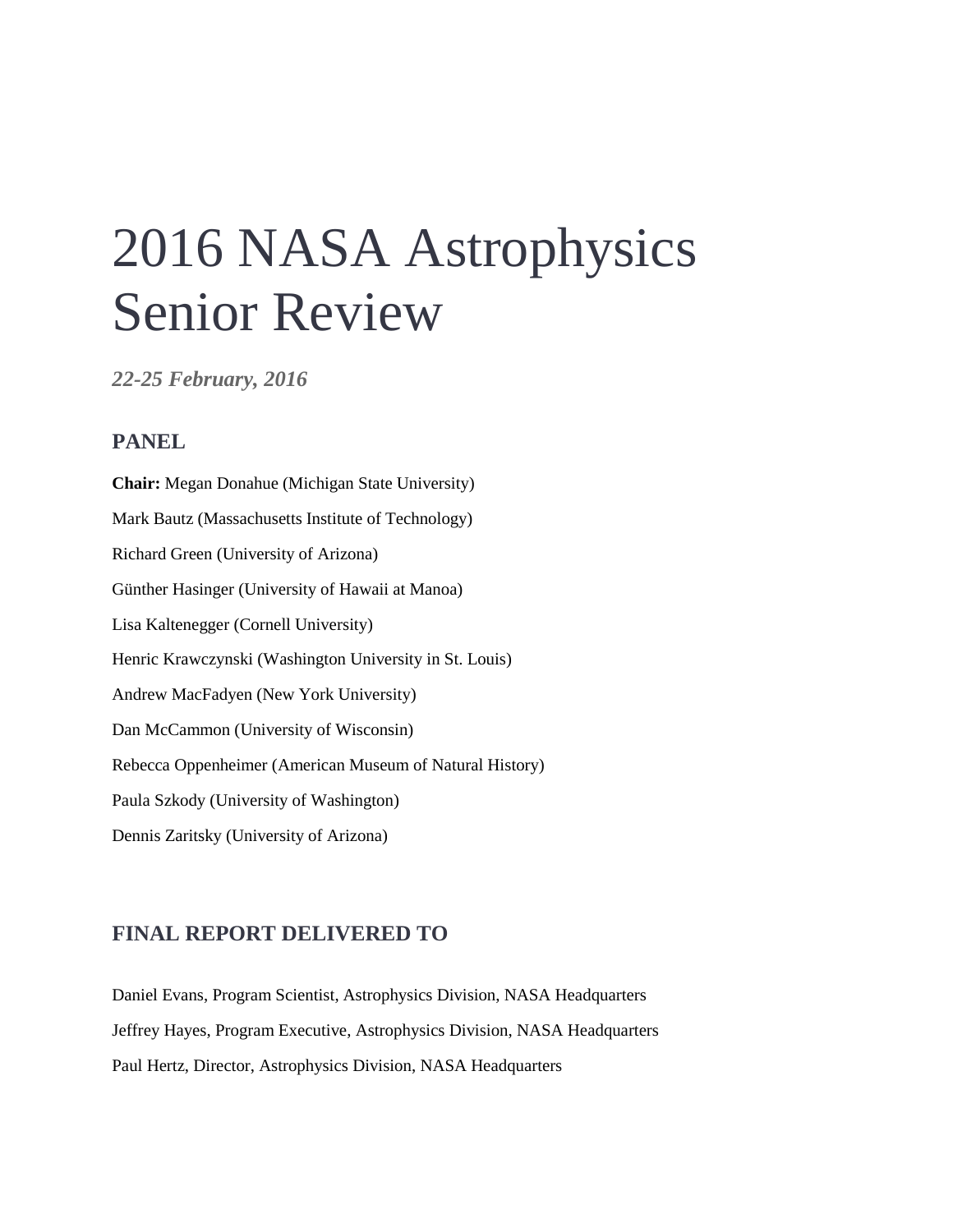# 2016 NASA Astrophysics Senior Review

***22-25 February, 2016***

## PANEL

**Chair:** Megan Donahue (Michigan State University)

Mark Bautz (Massachusetts Institute of Technology)

Richard Green (University of Arizona)

Günther Hasinger (University of Hawaii at Manoa)

Lisa Kaltenegger (Cornell University)

Henric Krawczynski (Washington University in St. Louis)

Andrew MacFadyen (New York University)

Dan McCammon (University of Wisconsin)

Rebecca Oppenheimer (American Museum of Natural History)

Paula Szkody (University of Washington)

Dennis Zaritsky (University of Arizona)

## FINAL REPORT DELIVERED TO

Daniel Evans, Program Scientist, Astrophysics Division, NASA Headquarters

Jeffrey Hayes, Program Executive, Astrophysics Division, NASA Headquarters

Paul Hertz, Director, Astrophysics Division, NASA Headquarters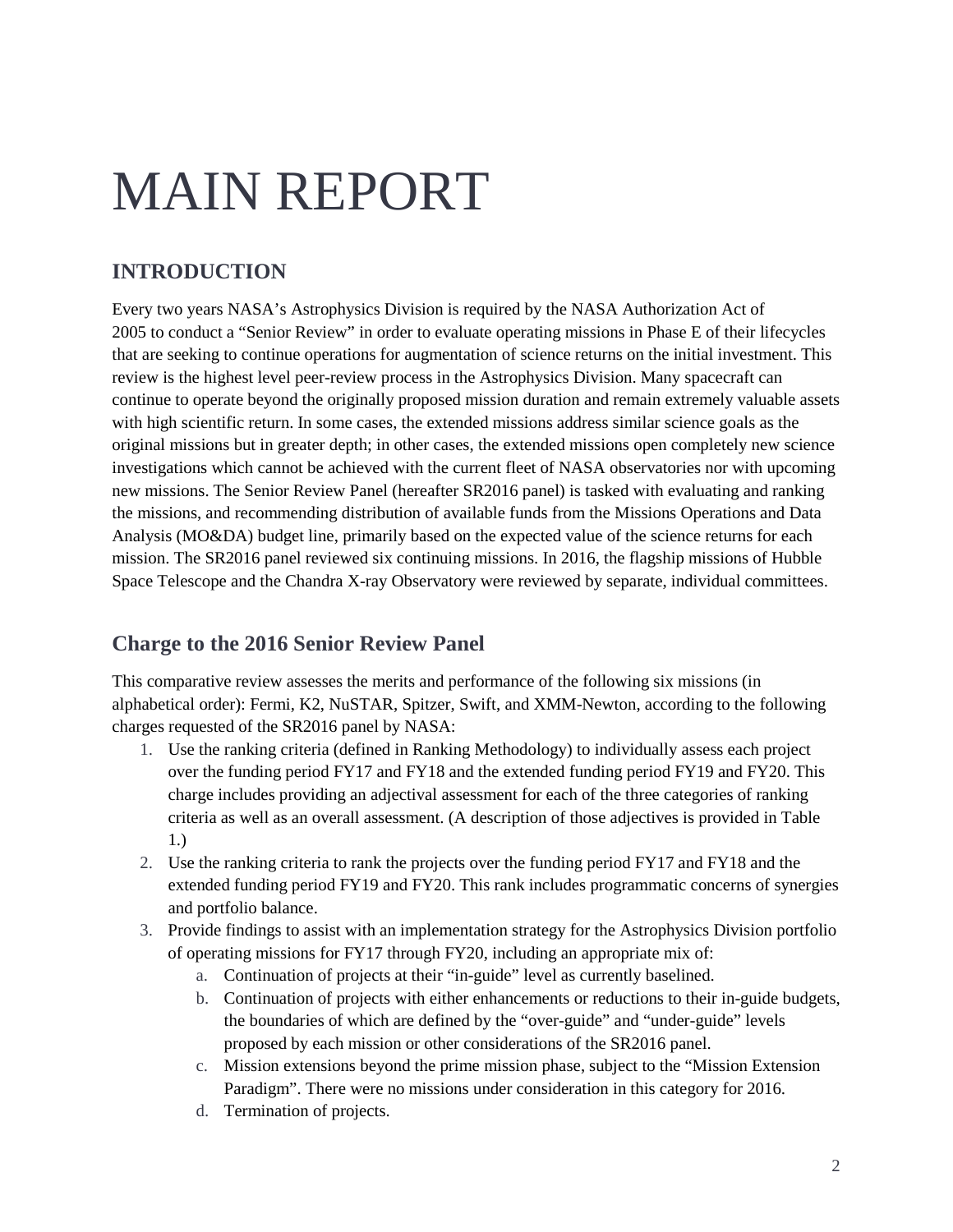# MAIN REPORT

## INTRODUCTION

Every two years NASA's Astrophysics Division is required by the NASA Authorization Act of 2005 to conduct a "Senior Review" in order to evaluate operating missions in Phase E of their lifecycles that are seeking to continue operations for augmentation of science returns on the initial investment. This review is the highest level peer-review process in the Astrophysics Division. Many spacecraft can continue to operate beyond the originally proposed mission duration and remain extremely valuable assets with high scientific return. In some cases, the extended missions address similar science goals as the original missions but in greater depth; in other cases, the extended missions open completely new science investigations which cannot be achieved with the current fleet of NASA observatories nor with upcoming new missions. The Senior Review Panel (hereafter SR2016 panel) is tasked with evaluating and ranking the missions, and recommending distribution of available funds from the Missions Operations and Data Analysis (MO&DA) budget line, primarily based on the expected value of the science returns for each mission. The SR2016 panel reviewed six continuing missions. In 2016, the flagship missions of Hubble Space Telescope and the Chandra X-ray Observatory were reviewed by separate, individual committees.

## Charge to the 2016 Senior Review Panel

This comparative review assesses the merits and performance of the following six missions (in alphabetical order): Fermi, K2, NuSTAR, Spitzer, Swift, and XMM-Newton, according to the following charges requested of the SR2016 panel by NASA:

1. Use the ranking criteria (defined in Ranking Methodology) to individually assess each project over the funding period FY17 and FY18 and the extended funding period FY19 and FY20. This charge includes providing an adjectival assessment for each of the three categories of ranking criteria as well as an overall assessment. (A description of those adjectives is provided in Table 1.)
2. Use the ranking criteria to rank the projects over the funding period FY17 and FY18 and the extended funding period FY19 and FY20. This rank includes programmatic concerns of synergies and portfolio balance.
3. Provide findings to assist with an implementation strategy for the Astrophysics Division portfolio of operating missions for FY17 through FY20, including an appropriate mix of:
    a. Continuation of projects at their "in-guide" level as currently baselined.
    b. Continuation of projects with either enhancements or reductions to their in-guide budgets, the boundaries of which are defined by the "over-guide" and "under-guide" levels proposed by each mission or other considerations of the SR2016 panel.
    c. Mission extensions beyond the prime mission phase, subject to the "Mission Extension Paradigm". There were no missions under consideration in this category for 2016.
    d. Termination of projects.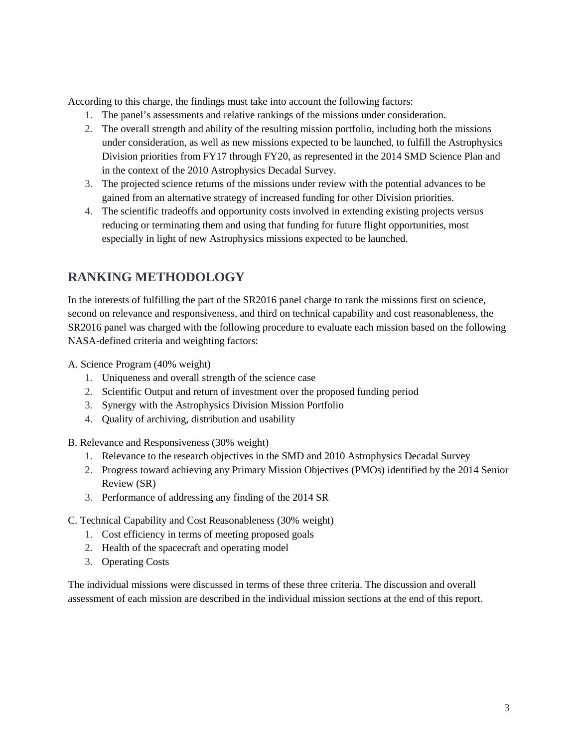According to this charge, the findings must take into account the following factors:

1. The panel's assessments and relative rankings of the missions under consideration.
2. The overall strength and ability of the resulting mission portfolio, including both the missions under consideration, as well as new missions expected to be launched, to fulfill the Astrophysics Division priorities from FY17 through FY20, as represented in the 2014 SMD Science Plan and in the context of the 2010 Astrophysics Decadal Survey.
3. The projected science returns of the missions under review with the potential advances to be gained from an alternative strategy of increased funding for other Division priorities.
4. The scientific tradeoffs and opportunity costs involved in extending existing projects versus reducing or terminating them and using that funding for future flight opportunities, most especially in light of new Astrophysics missions expected to be launched.

## RANKING METHODOLOGY

In the interests of fulfilling the part of the SR2016 panel charge to rank the missions first on science, second on relevance and responsiveness, and third on technical capability and cost reasonableness, the SR2016 panel was charged with the following procedure to evaluate each mission based on the following NASA-defined criteria and weighting factors:

A. Science Program (40% weight)

1. Uniqueness and overall strength of the science case
2. Scientific Output and return of investment over the proposed funding period
3. Synergy with the Astrophysics Division Mission Portfolio
4. Quality of archiving, distribution and usability

B. Relevance and Responsiveness (30% weight)

1. Relevance to the research objectives in the SMD and 2010 Astrophysics Decadal Survey
2. Progress toward achieving any Primary Mission Objectives (PMOs) identified by the 2014 Senior Review (SR)
3. Performance of addressing any finding of the 2014 SR

C. Technical Capability and Cost Reasonableness (30% weight)

1. Cost efficiency in terms of meeting proposed goals
2. Health of the spacecraft and operating model
3. Operating Costs

The individual missions were discussed in terms of these three criteria. The discussion and overall assessment of each mission are described in the individual mission sections at the end of this report.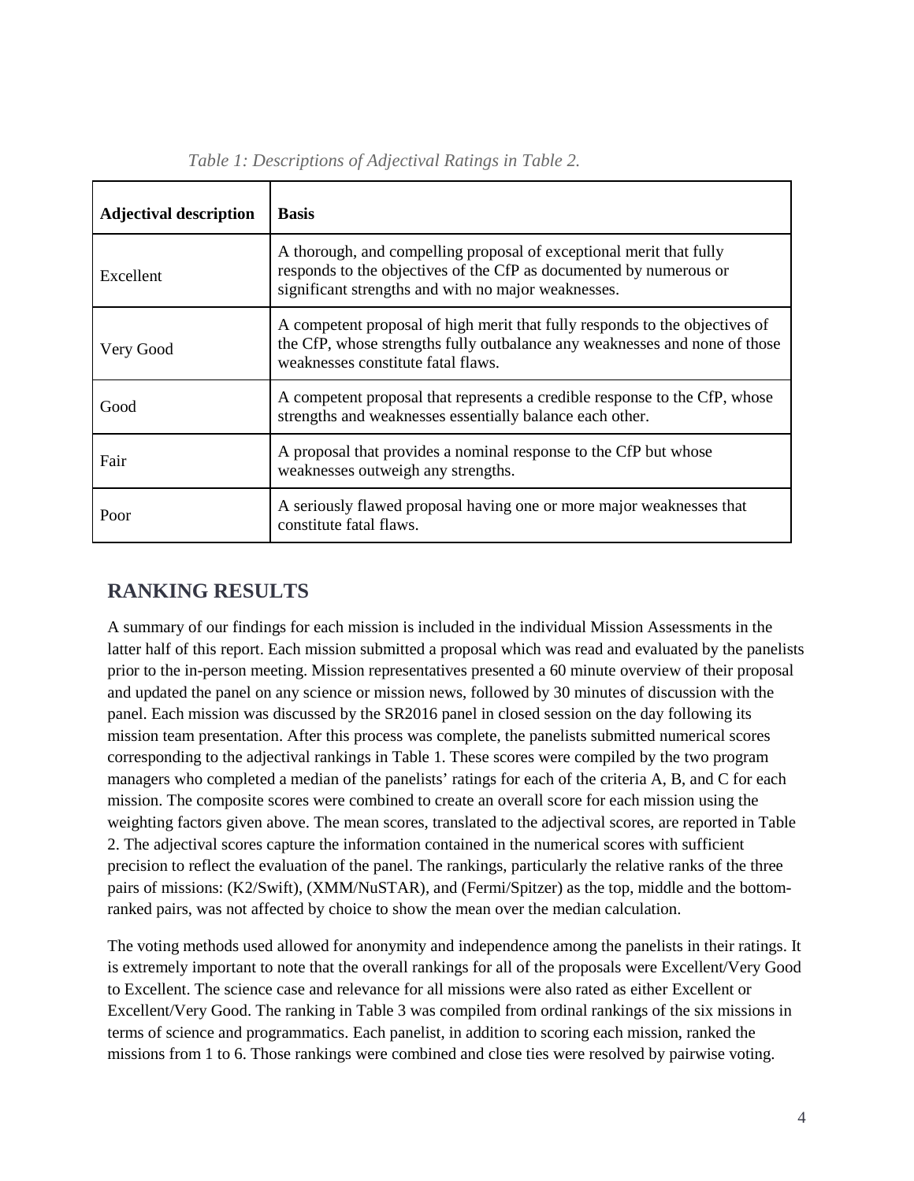*Table 1: Descriptions of Adjectival Ratings in Table 2.*

| Adjectival description | Basis |
|---|---|
| Excellent | A thorough, and compelling proposal of exceptional merit that fully responds to the objectives of the CfP as documented by numerous or significant strengths and with no major weaknesses. |
| Very Good | A competent proposal of high merit that fully responds to the objectives of the CfP, whose strengths fully outbalance any weaknesses and none of those weaknesses constitute fatal flaws. |
| Good | A competent proposal that represents a credible response to the CfP, whose strengths and weaknesses essentially balance each other. |
| Fair | A proposal that provides a nominal response to the CfP but whose weaknesses outweigh any strengths. |
| Poor | A seriously flawed proposal having one or more major weaknesses that constitute fatal flaws. |

## RANKING RESULTS

A summary of our findings for each mission is included in the individual Mission Assessments in the latter half of this report. Each mission submitted a proposal which was read and evaluated by the panelists prior to the in-person meeting. Mission representatives presented a 60 minute overview of their proposal and updated the panel on any science or mission news, followed by 30 minutes of discussion with the panel. Each mission was discussed by the SR2016 panel in closed session on the day following its mission team presentation. After this process was complete, the panelists submitted numerical scores corresponding to the adjectival rankings in Table 1. These scores were compiled by the two program managers who completed a median of the panelists' ratings for each of the criteria A, B, and C for each mission. The composite scores were combined to create an overall score for each mission using the weighting factors given above. The mean scores, translated to the adjectival scores, are reported in Table 2. The adjectival scores capture the information contained in the numerical scores with sufficient precision to reflect the evaluation of the panel. The rankings, particularly the relative ranks of the three pairs of missions: (K2/Swift), (XMM/NuSTAR), and (Fermi/Spitzer) as the top, middle and the bottom-ranked pairs, was not affected by choice to show the mean over the median calculation.

The voting methods used allowed for anonymity and independence among the panelists in their ratings. It is extremely important to note that the overall rankings for all of the proposals were Excellent/Very Good to Excellent. The science case and relevance for all missions were also rated as either Excellent or Excellent/Very Good. The ranking in Table 3 was compiled from ordinal rankings of the six missions in terms of science and programmatics. Each panelist, in addition to scoring each mission, ranked the missions from 1 to 6. Those rankings were combined and close ties were resolved by pairwise voting.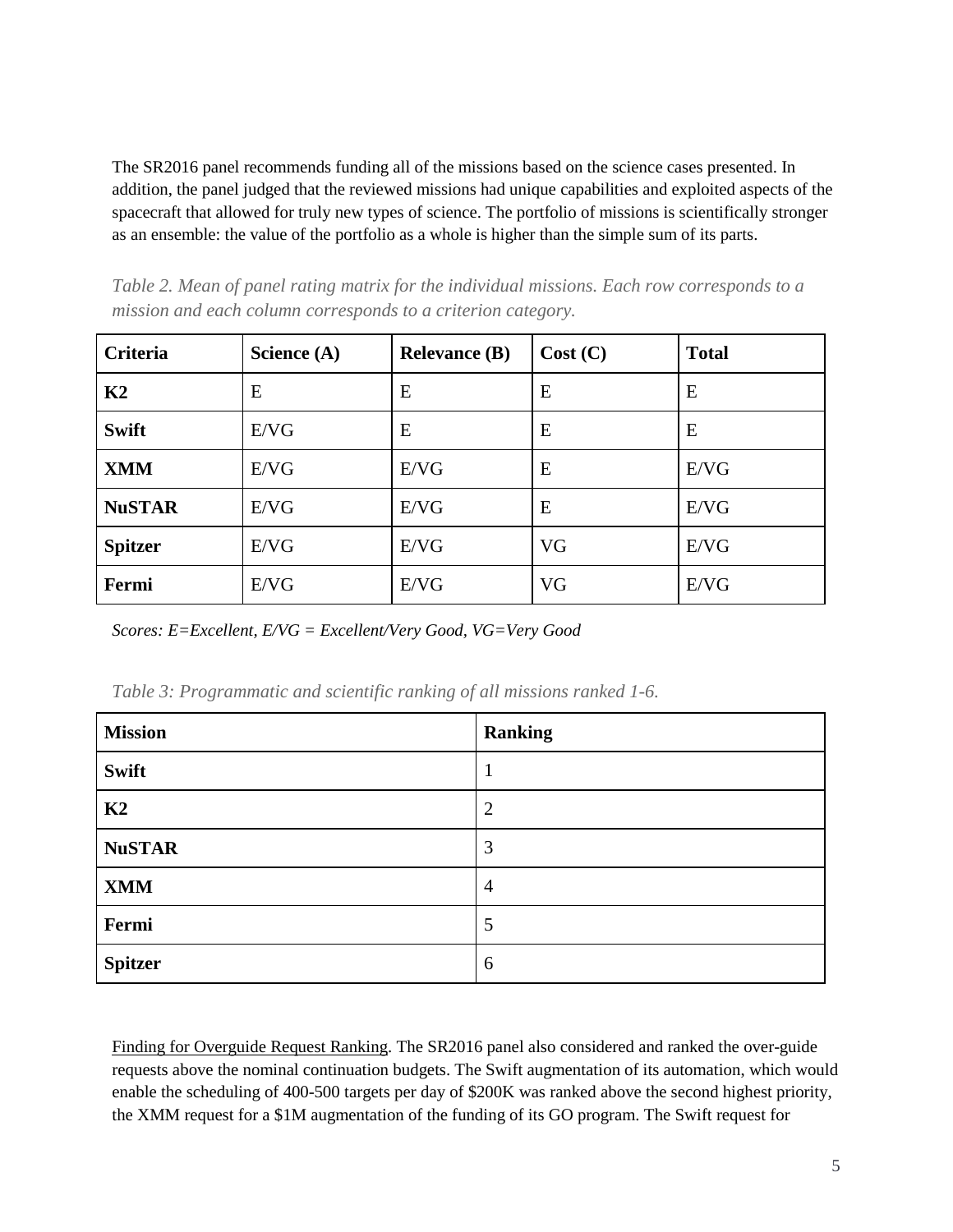The SR2016 panel recommends funding all of the missions based on the science cases presented. In addition, the panel judged that the reviewed missions had unique capabilities and exploited aspects of the spacecraft that allowed for truly new types of science. The portfolio of missions is scientifically stronger as an ensemble: the value of the portfolio as a whole is higher than the simple sum of its parts.

*Table 2. Mean of panel rating matrix for the individual missions. Each row corresponds to a mission and each column corresponds to a criterion category.*

| Criteria | Science (A) | Relevance (B) | Cost (C) | Total |
|---|---|---|---|---|
| **K2** | E | E | E | E |
| **Swift** | E/VG | E | E | E |
| **XMM** | E/VG | E/VG | E | E/VG |
| **NuSTAR** | E/VG | E/VG | E | E/VG |
| **Spitzer** | E/VG | E/VG | VG | E/VG |
| **Fermi** | E/VG | E/VG | VG | E/VG |

*Scores: E=Excellent, E/VG = Excellent/Very Good, VG=Very Good*

*Table 3: Programmatic and scientific ranking of all missions ranked 1-6.*

| Mission | Ranking |
|---|---|
| **Swift** | 1 |
| **K2** | 2 |
| **NuSTAR** | 3 |
| **XMM** | 4 |
| **Fermi** | 5 |
| **Spitzer** | 6 |

Finding for Overguide Request Ranking. The SR2016 panel also considered and ranked the over-guide requests above the nominal continuation budgets. The Swift augmentation of its automation, which would enable the scheduling of 400-500 targets per day of $200K was ranked above the second highest priority, the XMM request for a $1M augmentation of the funding of its GO program. The Swift request for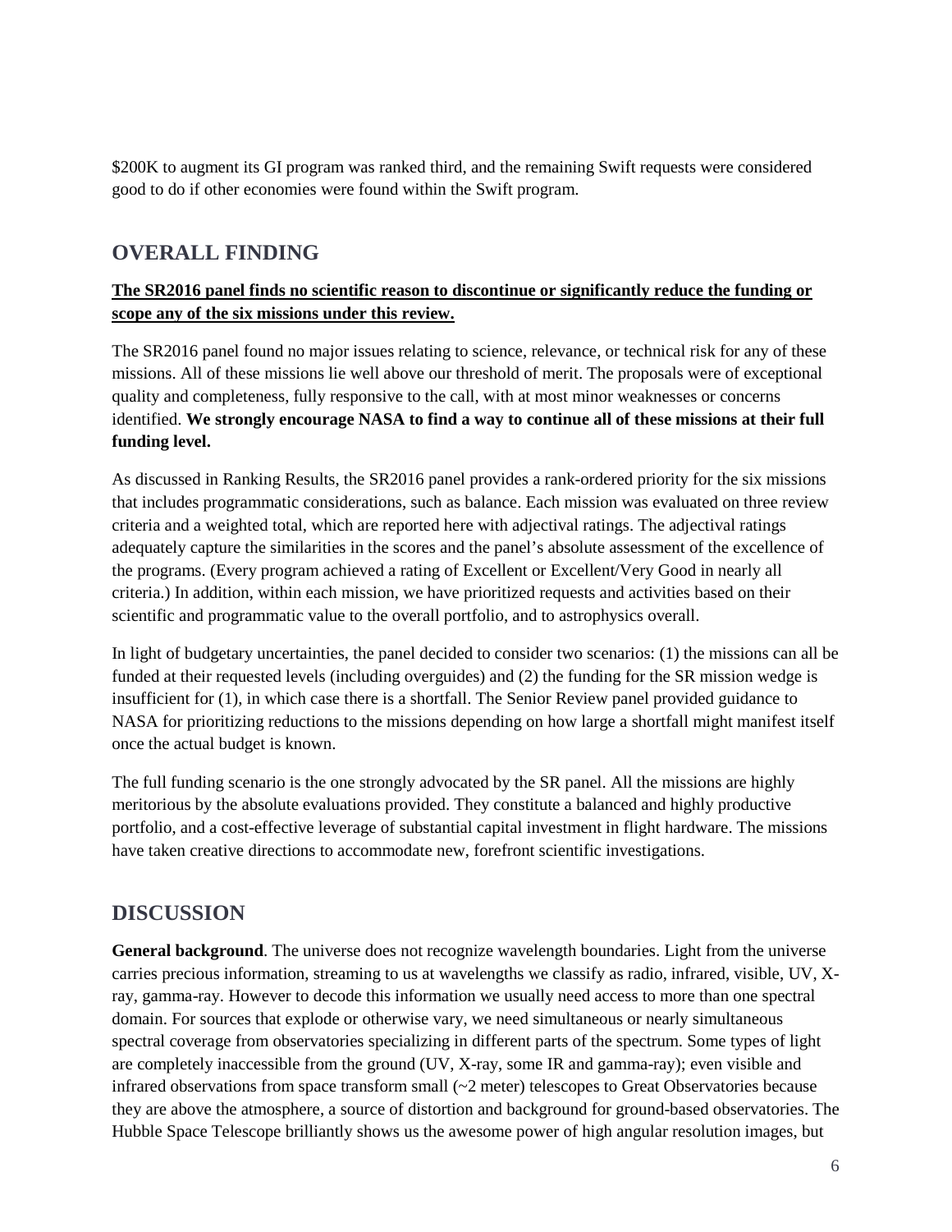$200K to augment its GI program was ranked third, and the remaining Swift requests were considered good to do if other economies were found within the Swift program.

## OVERALL FINDING

**The SR2016 panel finds no scientific reason to discontinue or significantly reduce the funding or scope any of the six missions under this review.**

The SR2016 panel found no major issues relating to science, relevance, or technical risk for any of these missions. All of these missions lie well above our threshold of merit. The proposals were of exceptional quality and completeness, fully responsive to the call, with at most minor weaknesses or concerns identified. **We strongly encourage NASA to find a way to continue all of these missions at their full funding level.**

As discussed in Ranking Results, the SR2016 panel provides a rank-ordered priority for the six missions that includes programmatic considerations, such as balance. Each mission was evaluated on three review criteria and a weighted total, which are reported here with adjectival ratings. The adjectival ratings adequately capture the similarities in the scores and the panel's absolute assessment of the excellence of the programs. (Every program achieved a rating of Excellent or Excellent/Very Good in nearly all criteria.) In addition, within each mission, we have prioritized requests and activities based on their scientific and programmatic value to the overall portfolio, and to astrophysics overall.

In light of budgetary uncertainties, the panel decided to consider two scenarios: (1) the missions can all be funded at their requested levels (including overguides) and (2) the funding for the SR mission wedge is insufficient for (1), in which case there is a shortfall. The Senior Review panel provided guidance to NASA for prioritizing reductions to the missions depending on how large a shortfall might manifest itself once the actual budget is known.

The full funding scenario is the one strongly advocated by the SR panel. All the missions are highly meritorious by the absolute evaluations provided. They constitute a balanced and highly productive portfolio, and a cost-effective leverage of substantial capital investment in flight hardware. The missions have taken creative directions to accommodate new, forefront scientific investigations.

## DISCUSSION

**General background**. The universe does not recognize wavelength boundaries. Light from the universe carries precious information, streaming to us at wavelengths we classify as radio, infrared, visible, UV, X-ray, gamma-ray. However to decode this information we usually need access to more than one spectral domain. For sources that explode or otherwise vary, we need simultaneous or nearly simultaneous spectral coverage from observatories specializing in different parts of the spectrum. Some types of light are completely inaccessible from the ground (UV, X-ray, some IR and gamma-ray); even visible and infrared observations from space transform small (~2 meter) telescopes to Great Observatories because they are above the atmosphere, a source of distortion and background for ground-based observatories. The Hubble Space Telescope brilliantly shows us the awesome power of high angular resolution images, but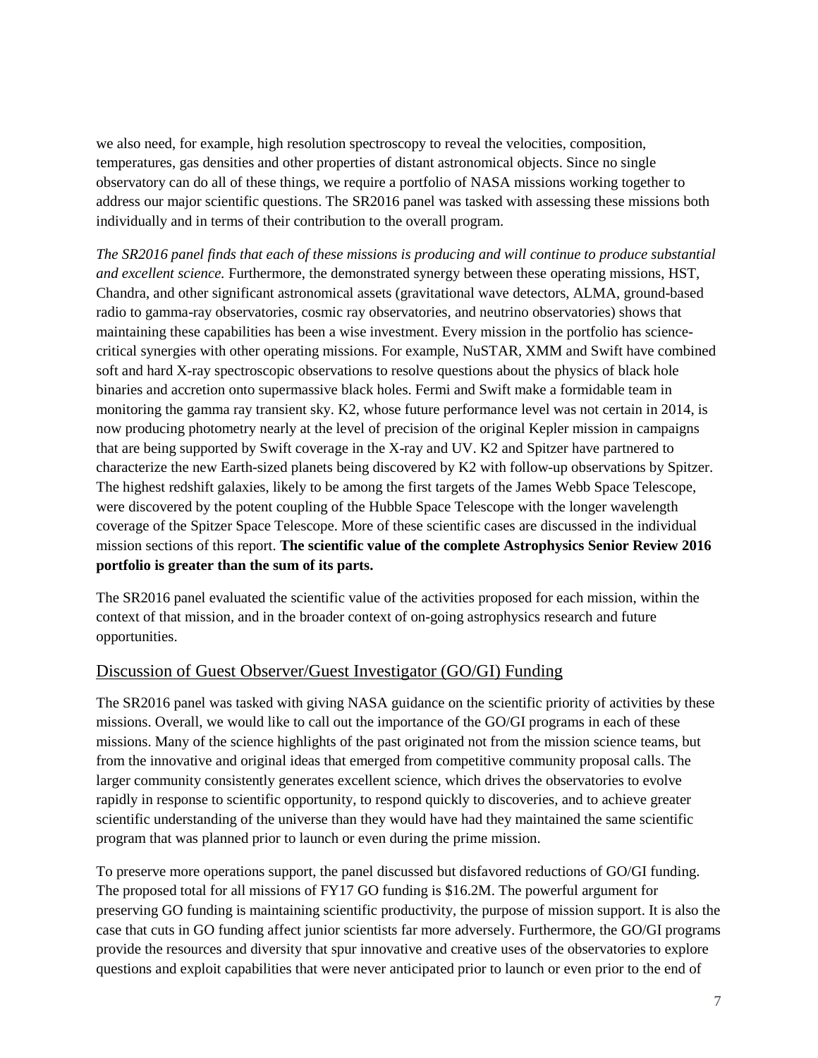we also need, for example, high resolution spectroscopy to reveal the velocities, composition, temperatures, gas densities and other properties of distant astronomical objects. Since no single observatory can do all of these things, we require a portfolio of NASA missions working together to address our major scientific questions. The SR2016 panel was tasked with assessing these missions both individually and in terms of their contribution to the overall program.

*The SR2016 panel finds that each of these missions is producing and will continue to produce substantial and excellent science.* Furthermore, the demonstrated synergy between these operating missions, HST, Chandra, and other significant astronomical assets (gravitational wave detectors, ALMA, ground-based radio to gamma-ray observatories, cosmic ray observatories, and neutrino observatories) shows that maintaining these capabilities has been a wise investment. Every mission in the portfolio has science-critical synergies with other operating missions. For example, NuSTAR, XMM and Swift have combined soft and hard X-ray spectroscopic observations to resolve questions about the physics of black hole binaries and accretion onto supermassive black holes. Fermi and Swift make a formidable team in monitoring the gamma ray transient sky. K2, whose future performance level was not certain in 2014, is now producing photometry nearly at the level of precision of the original Kepler mission in campaigns that are being supported by Swift coverage in the X-ray and UV. K2 and Spitzer have partnered to characterize the new Earth-sized planets being discovered by K2 with follow-up observations by Spitzer. The highest redshift galaxies, likely to be among the first targets of the James Webb Space Telescope, were discovered by the potent coupling of the Hubble Space Telescope with the longer wavelength coverage of the Spitzer Space Telescope. More of these scientific cases are discussed in the individual mission sections of this report. **The scientific value of the complete Astrophysics Senior Review 2016 portfolio is greater than the sum of its parts.**

The SR2016 panel evaluated the scientific value of the activities proposed for each mission, within the context of that mission, and in the broader context of on-going astrophysics research and future opportunities.

## Discussion of Guest Observer/Guest Investigator (GO/GI) Funding

The SR2016 panel was tasked with giving NASA guidance on the scientific priority of activities by these missions. Overall, we would like to call out the importance of the GO/GI programs in each of these missions. Many of the science highlights of the past originated not from the mission science teams, but from the innovative and original ideas that emerged from competitive community proposal calls. The larger community consistently generates excellent science, which drives the observatories to evolve rapidly in response to scientific opportunity, to respond quickly to discoveries, and to achieve greater scientific understanding of the universe than they would have had they maintained the same scientific program that was planned prior to launch or even during the prime mission.

To preserve more operations support, the panel discussed but disfavored reductions of GO/GI funding. The proposed total for all missions of FY17 GO funding is $16.2M. The powerful argument for preserving GO funding is maintaining scientific productivity, the purpose of mission support. It is also the case that cuts in GO funding affect junior scientists far more adversely. Furthermore, the GO/GI programs provide the resources and diversity that spur innovative and creative uses of the observatories to explore questions and exploit capabilities that were never anticipated prior to launch or even prior to the end of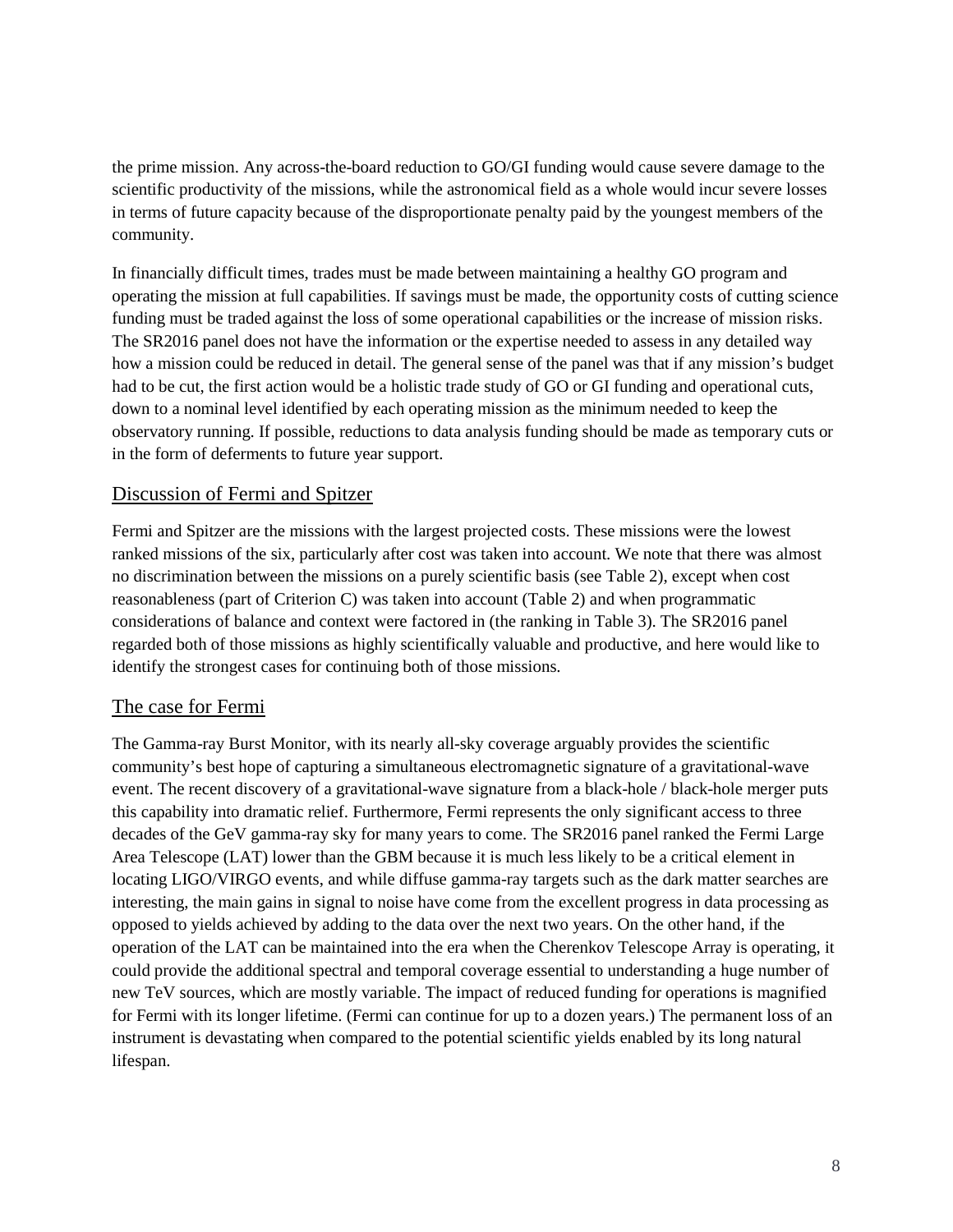the prime mission. Any across-the-board reduction to GO/GI funding would cause severe damage to the scientific productivity of the missions, while the astronomical field as a whole would incur severe losses in terms of future capacity because of the disproportionate penalty paid by the youngest members of the community.

In financially difficult times, trades must be made between maintaining a healthy GO program and operating the mission at full capabilities. If savings must be made, the opportunity costs of cutting science funding must be traded against the loss of some operational capabilities or the increase of mission risks. The SR2016 panel does not have the information or the expertise needed to assess in any detailed way how a mission could be reduced in detail. The general sense of the panel was that if any mission's budget had to be cut, the first action would be a holistic trade study of GO or GI funding and operational cuts, down to a nominal level identified by each operating mission as the minimum needed to keep the observatory running. If possible, reductions to data analysis funding should be made as temporary cuts or in the form of deferments to future year support.

## Discussion of Fermi and Spitzer

Fermi and Spitzer are the missions with the largest projected costs. These missions were the lowest ranked missions of the six, particularly after cost was taken into account. We note that there was almost no discrimination between the missions on a purely scientific basis (see Table 2), except when cost reasonableness (part of Criterion C) was taken into account (Table 2) and when programmatic considerations of balance and context were factored in (the ranking in Table 3). The SR2016 panel regarded both of those missions as highly scientifically valuable and productive, and here would like to identify the strongest cases for continuing both of those missions.

## The case for Fermi

The Gamma-ray Burst Monitor, with its nearly all-sky coverage arguably provides the scientific community's best hope of capturing a simultaneous electromagnetic signature of a gravitational-wave event. The recent discovery of a gravitational-wave signature from a black-hole / black-hole merger puts this capability into dramatic relief. Furthermore, Fermi represents the only significant access to three decades of the GeV gamma-ray sky for many years to come. The SR2016 panel ranked the Fermi Large Area Telescope (LAT) lower than the GBM because it is much less likely to be a critical element in locating LIGO/VIRGO events, and while diffuse gamma-ray targets such as the dark matter searches are interesting, the main gains in signal to noise have come from the excellent progress in data processing as opposed to yields achieved by adding to the data over the next two years. On the other hand, if the operation of the LAT can be maintained into the era when the Cherenkov Telescope Array is operating, it could provide the additional spectral and temporal coverage essential to understanding a huge number of new TeV sources, which are mostly variable. The impact of reduced funding for operations is magnified for Fermi with its longer lifetime. (Fermi can continue for up to a dozen years.) The permanent loss of an instrument is devastating when compared to the potential scientific yields enabled by its long natural lifespan.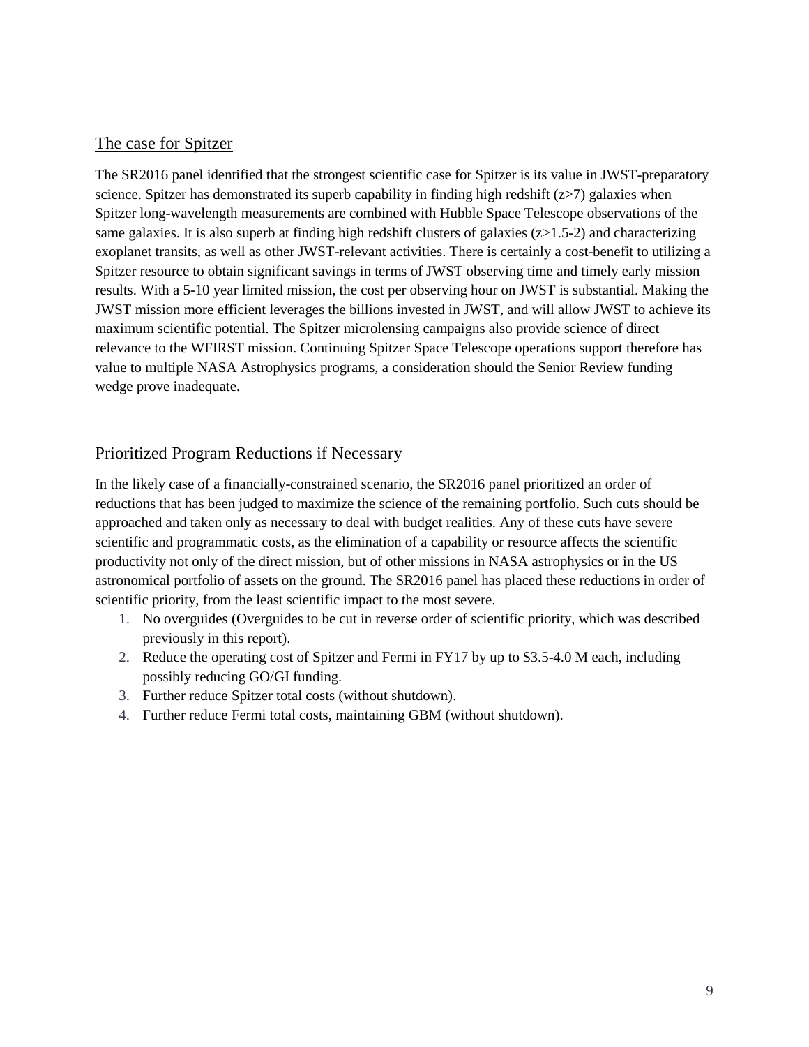## The case for Spitzer

The SR2016 panel identified that the strongest scientific case for Spitzer is its value in JWST-preparatory science. Spitzer has demonstrated its superb capability in finding high redshift ($z>7$) galaxies when Spitzer long-wavelength measurements are combined with Hubble Space Telescope observations of the same galaxies. It is also superb at finding high redshift clusters of galaxies ($z>1.5$-$2$) and characterizing exoplanet transits, as well as other JWST-relevant activities. There is certainly a cost-benefit to utilizing a Spitzer resource to obtain significant savings in terms of JWST observing time and timely early mission results. With a 5-10 year limited mission, the cost per observing hour on JWST is substantial. Making the JWST mission more efficient leverages the billions invested in JWST, and will allow JWST to achieve its maximum scientific potential. The Spitzer microlensing campaigns also provide science of direct relevance to the WFIRST mission. Continuing Spitzer Space Telescope operations support therefore has value to multiple NASA Astrophysics programs, a consideration should the Senior Review funding wedge prove inadequate.

## Prioritized Program Reductions if Necessary

In the likely case of a financially-constrained scenario, the SR2016 panel prioritized an order of reductions that has been judged to maximize the science of the remaining portfolio. Such cuts should be approached and taken only as necessary to deal with budget realities. Any of these cuts have severe scientific and programmatic costs, as the elimination of a capability or resource affects the scientific productivity not only of the direct mission, but of other missions in NASA astrophysics or in the US astronomical portfolio of assets on the ground. The SR2016 panel has placed these reductions in order of scientific priority, from the least scientific impact to the most severe.

1. No overguides (Overguides to be cut in reverse order of scientific priority, which was described previously in this report).
2. Reduce the operating cost of Spitzer and Fermi in FY17 by up to \$3.5-4.0 M each, including possibly reducing GO/GI funding.
3. Further reduce Spitzer total costs (without shutdown).
4. Further reduce Fermi total costs, maintaining GBM (without shutdown).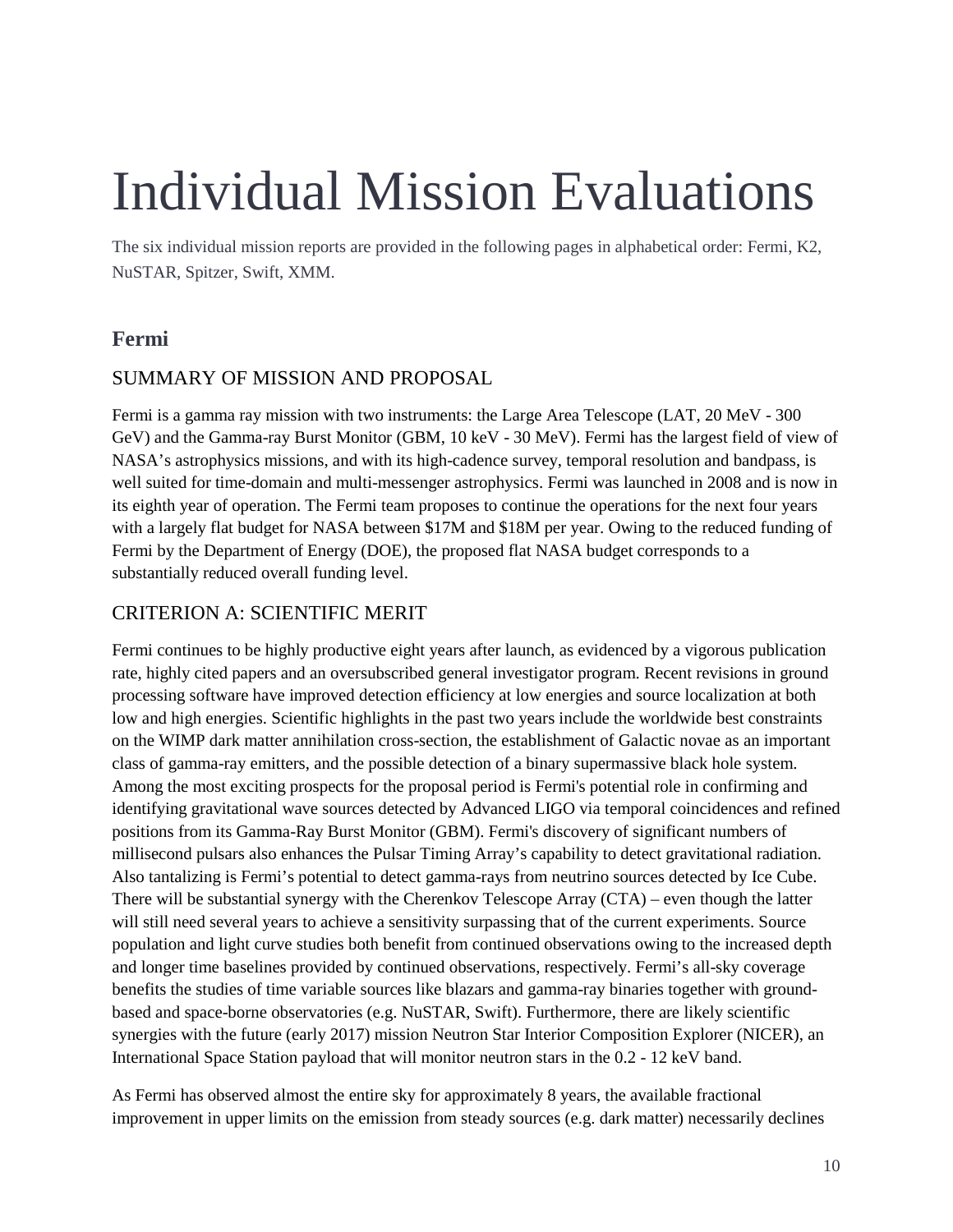# Individual Mission Evaluations

The six individual mission reports are provided in the following pages in alphabetical order: Fermi, K2, NuSTAR, Spitzer, Swift, XMM.

## Fermi

### SUMMARY OF MISSION AND PROPOSAL

Fermi is a gamma ray mission with two instruments: the Large Area Telescope (LAT, 20 MeV - 300 GeV) and the Gamma-ray Burst Monitor (GBM, 10 keV - 30 MeV). Fermi has the largest field of view of NASA's astrophysics missions, and with its high-cadence survey, temporal resolution and bandpass, is well suited for time-domain and multi-messenger astrophysics. Fermi was launched in 2008 and is now in its eighth year of operation. The Fermi team proposes to continue the operations for the next four years with a largely flat budget for NASA between $17M and $18M per year. Owing to the reduced funding of Fermi by the Department of Energy (DOE), the proposed flat NASA budget corresponds to a substantially reduced overall funding level.

### CRITERION A: SCIENTIFIC MERIT

Fermi continues to be highly productive eight years after launch, as evidenced by a vigorous publication rate, highly cited papers and an oversubscribed general investigator program. Recent revisions in ground processing software have improved detection efficiency at low energies and source localization at both low and high energies. Scientific highlights in the past two years include the worldwide best constraints on the WIMP dark matter annihilation cross-section, the establishment of Galactic novae as an important class of gamma-ray emitters, and the possible detection of a binary supermassive black hole system. Among the most exciting prospects for the proposal period is Fermi's potential role in confirming and identifying gravitational wave sources detected by Advanced LIGO via temporal coincidences and refined positions from its Gamma-Ray Burst Monitor (GBM). Fermi's discovery of significant numbers of millisecond pulsars also enhances the Pulsar Timing Array's capability to detect gravitational radiation. Also tantalizing is Fermi's potential to detect gamma-rays from neutrino sources detected by Ice Cube. There will be substantial synergy with the Cherenkov Telescope Array (CTA) – even though the latter will still need several years to achieve a sensitivity surpassing that of the current experiments. Source population and light curve studies both benefit from continued observations owing to the increased depth and longer time baselines provided by continued observations, respectively. Fermi's all-sky coverage benefits the studies of time variable sources like blazars and gamma-ray binaries together with ground-based and space-borne observatories (e.g. NuSTAR, Swift). Furthermore, there are likely scientific synergies with the future (early 2017) mission Neutron Star Interior Composition Explorer (NICER), an International Space Station payload that will monitor neutron stars in the 0.2 - 12 keV band.

As Fermi has observed almost the entire sky for approximately 8 years, the available fractional improvement in upper limits on the emission from steady sources (e.g. dark matter) necessarily declines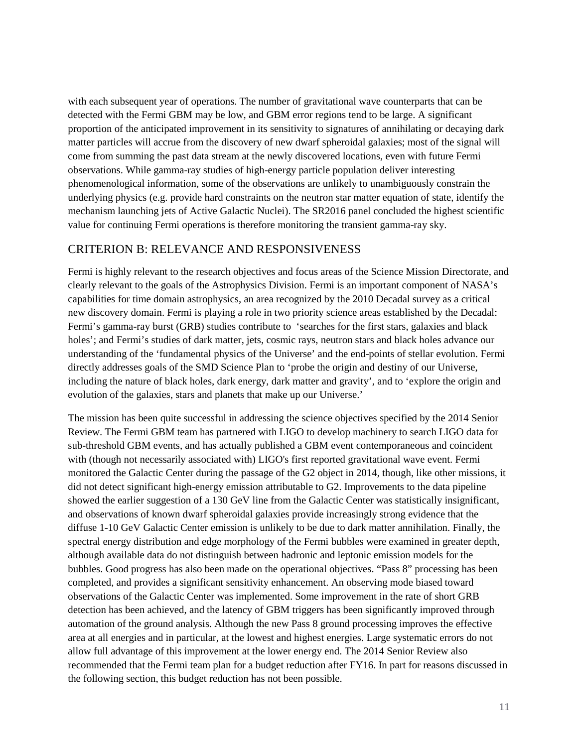with each subsequent year of operations. The number of gravitational wave counterparts that can be detected with the Fermi GBM may be low, and GBM error regions tend to be large. A significant proportion of the anticipated improvement in its sensitivity to signatures of annihilating or decaying dark matter particles will accrue from the discovery of new dwarf spheroidal galaxies; most of the signal will come from summing the past data stream at the newly discovered locations, even with future Fermi observations. While gamma-ray studies of high-energy particle population deliver interesting phenomenological information, some of the observations are unlikely to unambiguously constrain the underlying physics (e.g. provide hard constraints on the neutron star matter equation of state, identify the mechanism launching jets of Active Galactic Nuclei). The SR2016 panel concluded the highest scientific value for continuing Fermi operations is therefore monitoring the transient gamma-ray sky.

## CRITERION B: RELEVANCE AND RESPONSIVENESS

Fermi is highly relevant to the research objectives and focus areas of the Science Mission Directorate, and clearly relevant to the goals of the Astrophysics Division. Fermi is an important component of NASA's capabilities for time domain astrophysics, an area recognized by the 2010 Decadal survey as a critical new discovery domain. Fermi is playing a role in two priority science areas established by the Decadal: Fermi's gamma-ray burst (GRB) studies contribute to 'searches for the first stars, galaxies and black holes'; and Fermi's studies of dark matter, jets, cosmic rays, neutron stars and black holes advance our understanding of the 'fundamental physics of the Universe' and the end-points of stellar evolution. Fermi directly addresses goals of the SMD Science Plan to 'probe the origin and destiny of our Universe, including the nature of black holes, dark energy, dark matter and gravity', and to 'explore the origin and evolution of the galaxies, stars and planets that make up our Universe.'

The mission has been quite successful in addressing the science objectives specified by the 2014 Senior Review. The Fermi GBM team has partnered with LIGO to develop machinery to search LIGO data for sub-threshold GBM events, and has actually published a GBM event contemporaneous and coincident with (though not necessarily associated with) LIGO's first reported gravitational wave event. Fermi monitored the Galactic Center during the passage of the G2 object in 2014, though, like other missions, it did not detect significant high-energy emission attributable to G2. Improvements to the data pipeline showed the earlier suggestion of a 130 GeV line from the Galactic Center was statistically insignificant, and observations of known dwarf spheroidal galaxies provide increasingly strong evidence that the diffuse 1-10 GeV Galactic Center emission is unlikely to be due to dark matter annihilation. Finally, the spectral energy distribution and edge morphology of the Fermi bubbles were examined in greater depth, although available data do not distinguish between hadronic and leptonic emission models for the bubbles. Good progress has also been made on the operational objectives. "Pass 8" processing has been completed, and provides a significant sensitivity enhancement. An observing mode biased toward observations of the Galactic Center was implemented. Some improvement in the rate of short GRB detection has been achieved, and the latency of GBM triggers has been significantly improved through automation of the ground analysis. Although the new Pass 8 ground processing improves the effective area at all energies and in particular, at the lowest and highest energies. Large systematic errors do not allow full advantage of this improvement at the lower energy end. The 2014 Senior Review also recommended that the Fermi team plan for a budget reduction after FY16. In part for reasons discussed in the following section, this budget reduction has not been possible.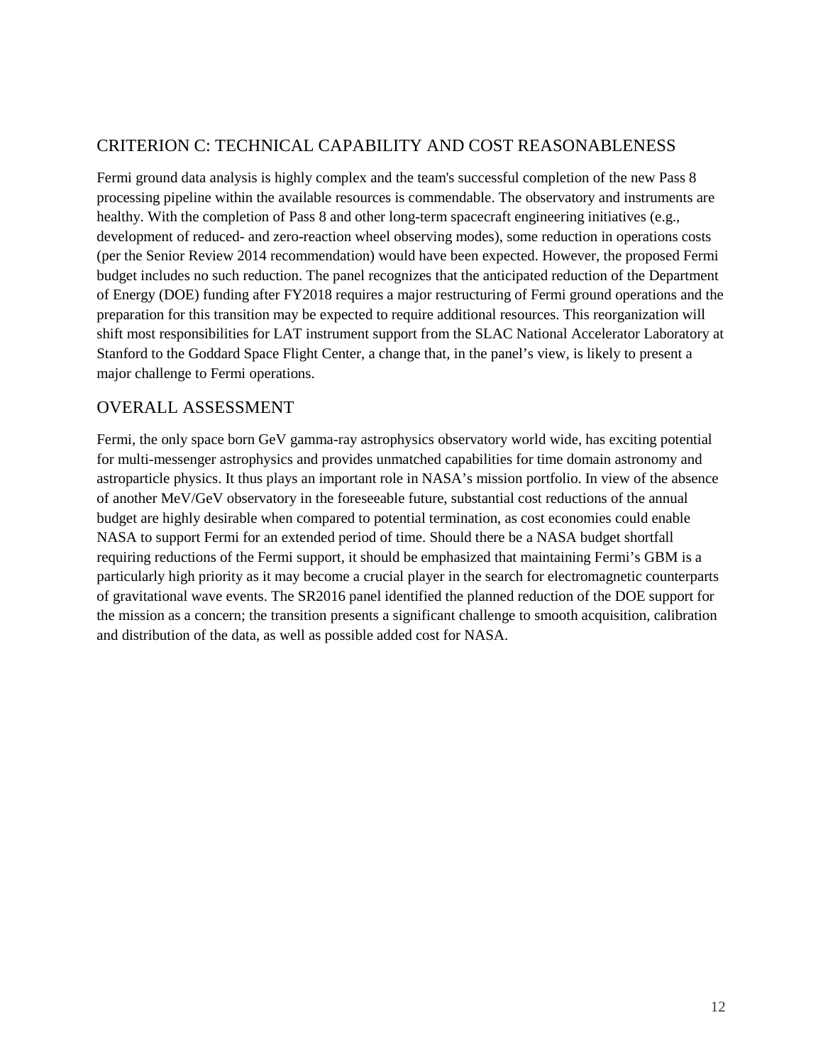## CRITERION C: TECHNICAL CAPABILITY AND COST REASONABLENESS

Fermi ground data analysis is highly complex and the team's successful completion of the new Pass 8 processing pipeline within the available resources is commendable. The observatory and instruments are healthy. With the completion of Pass 8 and other long-term spacecraft engineering initiatives (e.g., development of reduced- and zero-reaction wheel observing modes), some reduction in operations costs (per the Senior Review 2014 recommendation) would have been expected. However, the proposed Fermi budget includes no such reduction. The panel recognizes that the anticipated reduction of the Department of Energy (DOE) funding after FY2018 requires a major restructuring of Fermi ground operations and the preparation for this transition may be expected to require additional resources. This reorganization will shift most responsibilities for LAT instrument support from the SLAC National Accelerator Laboratory at Stanford to the Goddard Space Flight Center, a change that, in the panel's view, is likely to present a major challenge to Fermi operations.

## OVERALL ASSESSMENT

Fermi, the only space born GeV gamma-ray astrophysics observatory world wide, has exciting potential for multi-messenger astrophysics and provides unmatched capabilities for time domain astronomy and astroparticle physics. It thus plays an important role in NASA's mission portfolio. In view of the absence of another MeV/GeV observatory in the foreseeable future, substantial cost reductions of the annual budget are highly desirable when compared to potential termination, as cost economies could enable NASA to support Fermi for an extended period of time. Should there be a NASA budget shortfall requiring reductions of the Fermi support, it should be emphasized that maintaining Fermi's GBM is a particularly high priority as it may become a crucial player in the search for electromagnetic counterparts of gravitational wave events. The SR2016 panel identified the planned reduction of the DOE support for the mission as a concern; the transition presents a significant challenge to smooth acquisition, calibration and distribution of the data, as well as possible added cost for NASA.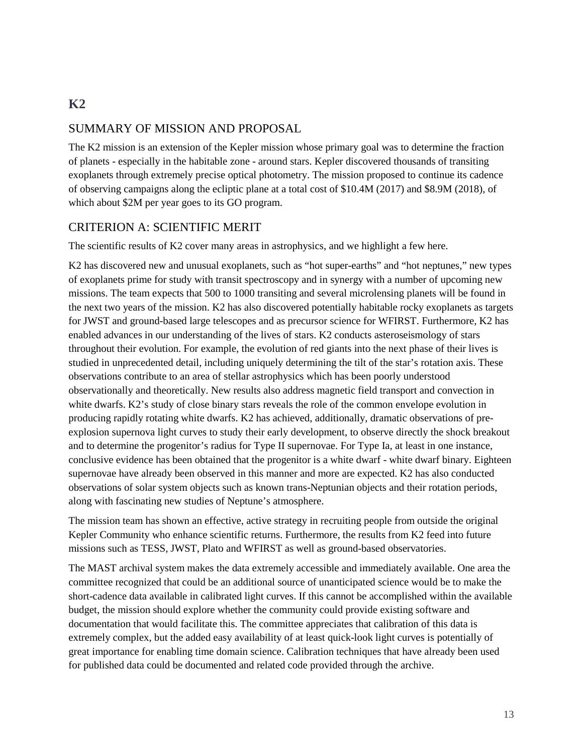# K2

## SUMMARY OF MISSION AND PROPOSAL

The K2 mission is an extension of the Kepler mission whose primary goal was to determine the fraction of planets - especially in the habitable zone - around stars. Kepler discovered thousands of transiting exoplanets through extremely precise optical photometry. The mission proposed to continue its cadence of observing campaigns along the ecliptic plane at a total cost of $10.4M (2017) and $8.9M (2018), of which about $2M per year goes to its GO program.

## CRITERION A: SCIENTIFIC MERIT

The scientific results of K2 cover many areas in astrophysics, and we highlight a few here.

K2 has discovered new and unusual exoplanets, such as "hot super-earths" and "hot neptunes," new types of exoplanets prime for study with transit spectroscopy and in synergy with a number of upcoming new missions. The team expects that 500 to 1000 transiting and several microlensing planets will be found in the next two years of the mission. K2 has also discovered potentially habitable rocky exoplanets as targets for JWST and ground-based large telescopes and as precursor science for WFIRST. Furthermore, K2 has enabled advances in our understanding of the lives of stars. K2 conducts asteroseismology of stars throughout their evolution. For example, the evolution of red giants into the next phase of their lives is studied in unprecedented detail, including uniquely determining the tilt of the star's rotation axis. These observations contribute to an area of stellar astrophysics which has been poorly understood observationally and theoretically. New results also address magnetic field transport and convection in white dwarfs. K2's study of close binary stars reveals the role of the common envelope evolution in producing rapidly rotating white dwarfs. K2 has achieved, additionally, dramatic observations of pre-explosion supernova light curves to study their early development, to observe directly the shock breakout and to determine the progenitor's radius for Type II supernovae. For Type Ia, at least in one instance, conclusive evidence has been obtained that the progenitor is a white dwarf - white dwarf binary. Eighteen supernovae have already been observed in this manner and more are expected. K2 has also conducted observations of solar system objects such as known trans-Neptunian objects and their rotation periods, along with fascinating new studies of Neptune's atmosphere.

The mission team has shown an effective, active strategy in recruiting people from outside the original Kepler Community who enhance scientific returns. Furthermore, the results from K2 feed into future missions such as TESS, JWST, Plato and WFIRST as well as ground-based observatories.

The MAST archival system makes the data extremely accessible and immediately available. One area the committee recognized that could be an additional source of unanticipated science would be to make the short-cadence data available in calibrated light curves. If this cannot be accomplished within the available budget, the mission should explore whether the community could provide existing software and documentation that would facilitate this. The committee appreciates that calibration of this data is extremely complex, but the added easy availability of at least quick-look light curves is potentially of great importance for enabling time domain science. Calibration techniques that have already been used for published data could be documented and related code provided through the archive.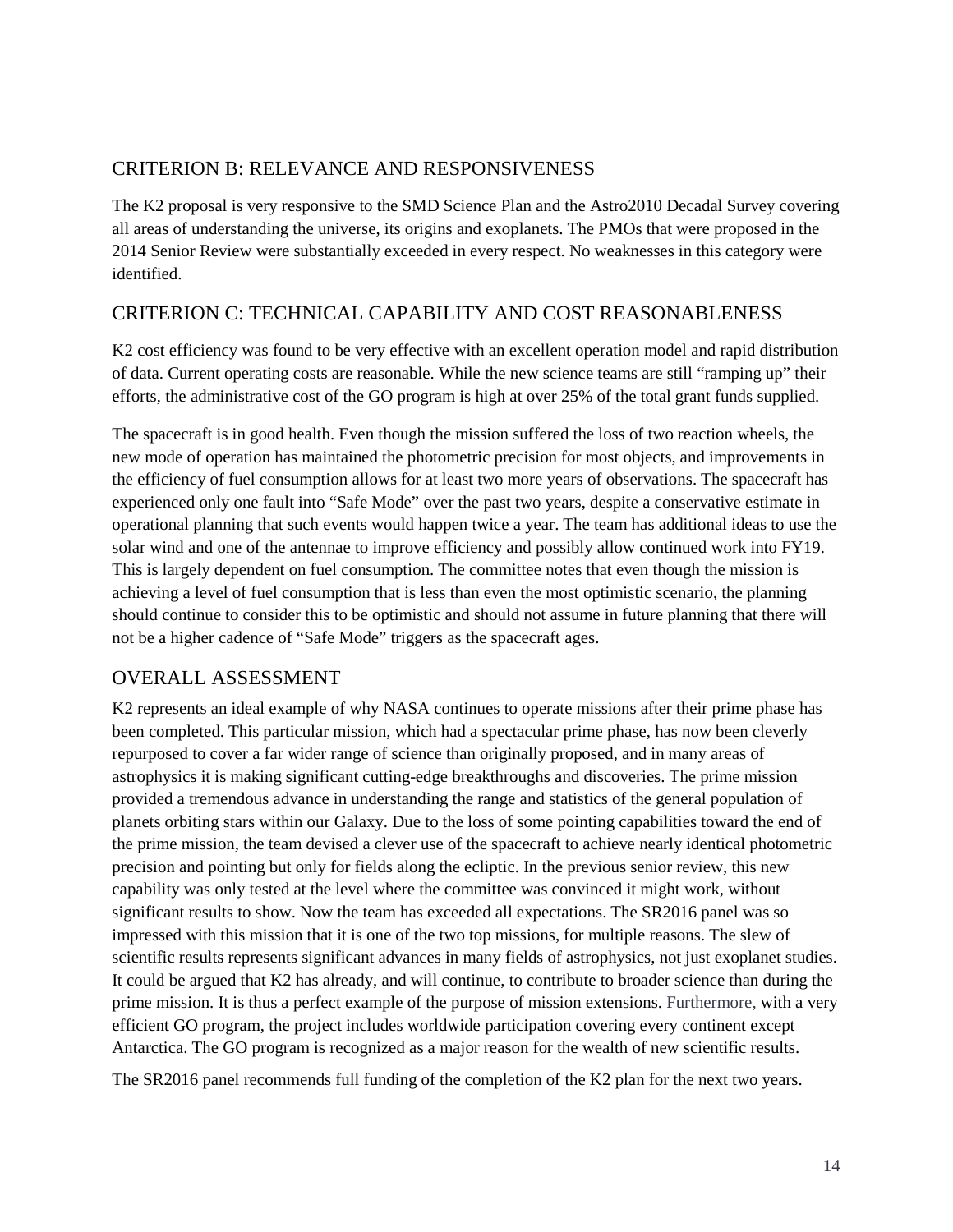## CRITERION B: RELEVANCE AND RESPONSIVENESS

The K2 proposal is very responsive to the SMD Science Plan and the Astro2010 Decadal Survey covering all areas of understanding the universe, its origins and exoplanets. The PMOs that were proposed in the 2014 Senior Review were substantially exceeded in every respect. No weaknesses in this category were identified.

## CRITERION C: TECHNICAL CAPABILITY AND COST REASONABLENESS

K2 cost efficiency was found to be very effective with an excellent operation model and rapid distribution of data. Current operating costs are reasonable. While the new science teams are still "ramping up" their efforts, the administrative cost of the GO program is high at over 25% of the total grant funds supplied.

The spacecraft is in good health. Even though the mission suffered the loss of two reaction wheels, the new mode of operation has maintained the photometric precision for most objects, and improvements in the efficiency of fuel consumption allows for at least two more years of observations. The spacecraft has experienced only one fault into "Safe Mode" over the past two years, despite a conservative estimate in operational planning that such events would happen twice a year. The team has additional ideas to use the solar wind and one of the antennae to improve efficiency and possibly allow continued work into FY19. This is largely dependent on fuel consumption. The committee notes that even though the mission is achieving a level of fuel consumption that is less than even the most optimistic scenario, the planning should continue to consider this to be optimistic and should not assume in future planning that there will not be a higher cadence of "Safe Mode" triggers as the spacecraft ages.

## OVERALL ASSESSMENT

K2 represents an ideal example of why NASA continues to operate missions after their prime phase has been completed. This particular mission, which had a spectacular prime phase, has now been cleverly repurposed to cover a far wider range of science than originally proposed, and in many areas of astrophysics it is making significant cutting-edge breakthroughs and discoveries. The prime mission provided a tremendous advance in understanding the range and statistics of the general population of planets orbiting stars within our Galaxy. Due to the loss of some pointing capabilities toward the end of the prime mission, the team devised a clever use of the spacecraft to achieve nearly identical photometric precision and pointing but only for fields along the ecliptic. In the previous senior review, this new capability was only tested at the level where the committee was convinced it might work, without significant results to show. Now the team has exceeded all expectations. The SR2016 panel was so impressed with this mission that it is one of the two top missions, for multiple reasons. The slew of scientific results represents significant advances in many fields of astrophysics, not just exoplanet studies. It could be argued that K2 has already, and will continue, to contribute to broader science than during the prime mission. It is thus a perfect example of the purpose of mission extensions. Furthermore, with a very efficient GO program, the project includes worldwide participation covering every continent except Antarctica. The GO program is recognized as a major reason for the wealth of new scientific results.

The SR2016 panel recommends full funding of the completion of the K2 plan for the next two years.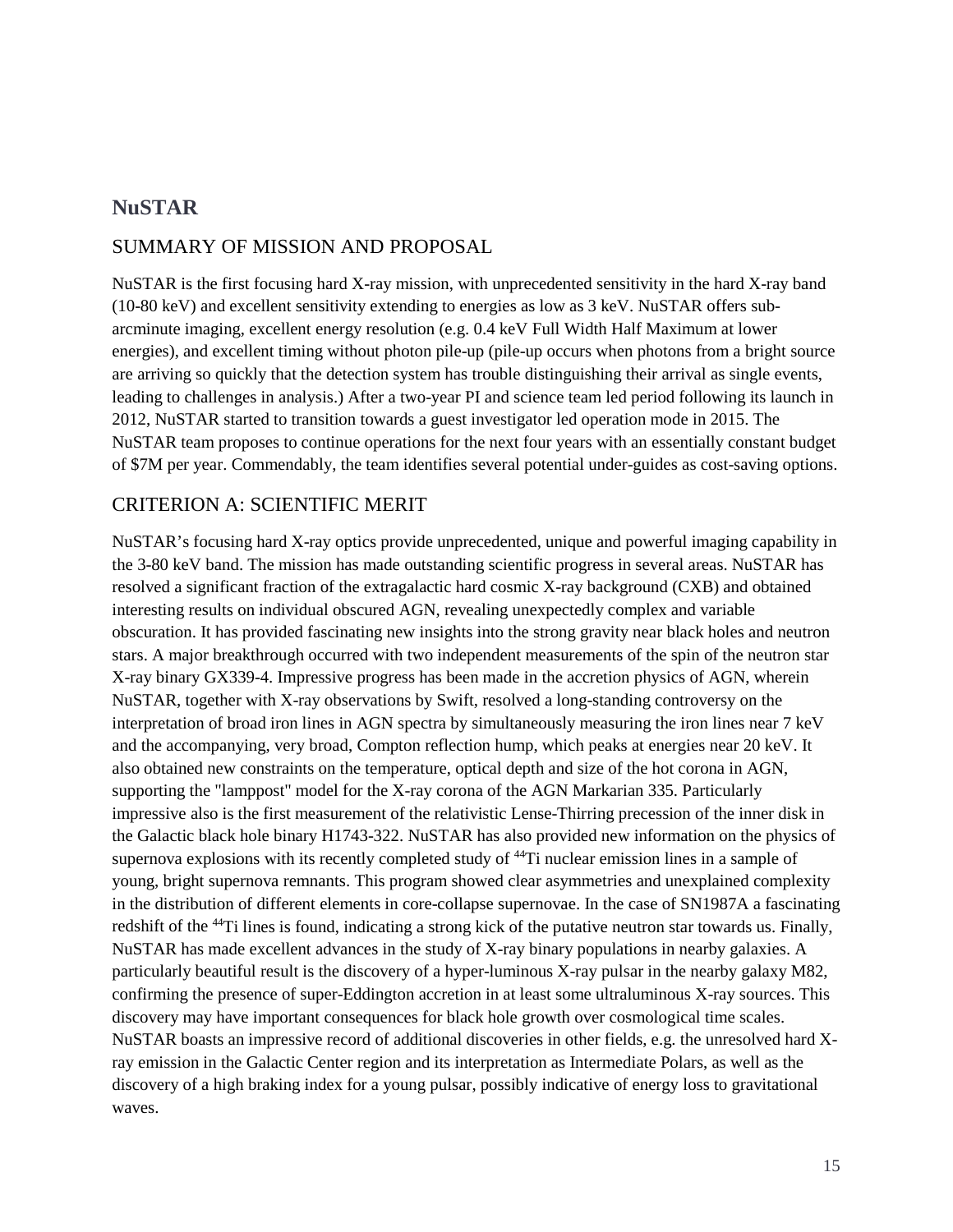## NuSTAR

### SUMMARY OF MISSION AND PROPOSAL

NuSTAR is the first focusing hard X-ray mission, with unprecedented sensitivity in the hard X-ray band (10-80 keV) and excellent sensitivity extending to energies as low as 3 keV. NuSTAR offers sub-arcminute imaging, excellent energy resolution (e.g. 0.4 keV Full Width Half Maximum at lower energies), and excellent timing without photon pile-up (pile-up occurs when photons from a bright source are arriving so quickly that the detection system has trouble distinguishing their arrival as single events, leading to challenges in analysis.) After a two-year PI and science team led period following its launch in 2012, NuSTAR started to transition towards a guest investigator led operation mode in 2015. The NuSTAR team proposes to continue operations for the next four years with an essentially constant budget of $7M per year. Commendably, the team identifies several potential under-guides as cost-saving options.

### CRITERION A: SCIENTIFIC MERIT

NuSTAR's focusing hard X-ray optics provide unprecedented, unique and powerful imaging capability in the 3-80 keV band. The mission has made outstanding scientific progress in several areas. NuSTAR has resolved a significant fraction of the extragalactic hard cosmic X-ray background (CXB) and obtained interesting results on individual obscured AGN, revealing unexpectedly complex and variable obscuration. It has provided fascinating new insights into the strong gravity near black holes and neutron stars. A major breakthrough occurred with two independent measurements of the spin of the neutron star X-ray binary GX339-4. Impressive progress has been made in the accretion physics of AGN, wherein NuSTAR, together with X-ray observations by Swift, resolved a long-standing controversy on the interpretation of broad iron lines in AGN spectra by simultaneously measuring the iron lines near 7 keV and the accompanying, very broad, Compton reflection hump, which peaks at energies near 20 keV. It also obtained new constraints on the temperature, optical depth and size of the hot corona in AGN, supporting the "lamppost" model for the X-ray corona of the AGN Markarian 335. Particularly impressive also is the first measurement of the relativistic Lense-Thirring precession of the inner disk in the Galactic black hole binary H1743-322. NuSTAR has also provided new information on the physics of supernova explosions with its recently completed study of $^{44}$Ti nuclear emission lines in a sample of young, bright supernova remnants. This program showed clear asymmetries and unexplained complexity in the distribution of different elements in core-collapse supernovae. In the case of SN1987A a fascinating redshift of the $^{44}$Ti lines is found, indicating a strong kick of the putative neutron star towards us. Finally, NuSTAR has made excellent advances in the study of X-ray binary populations in nearby galaxies. A particularly beautiful result is the discovery of a hyper-luminous X-ray pulsar in the nearby galaxy M82, confirming the presence of super-Eddington accretion in at least some ultraluminous X-ray sources. This discovery may have important consequences for black hole growth over cosmological time scales. NuSTAR boasts an impressive record of additional discoveries in other fields, e.g. the unresolved hard X-ray emission in the Galactic Center region and its interpretation as Intermediate Polars, as well as the discovery of a high braking index for a young pulsar, possibly indicative of energy loss to gravitational waves.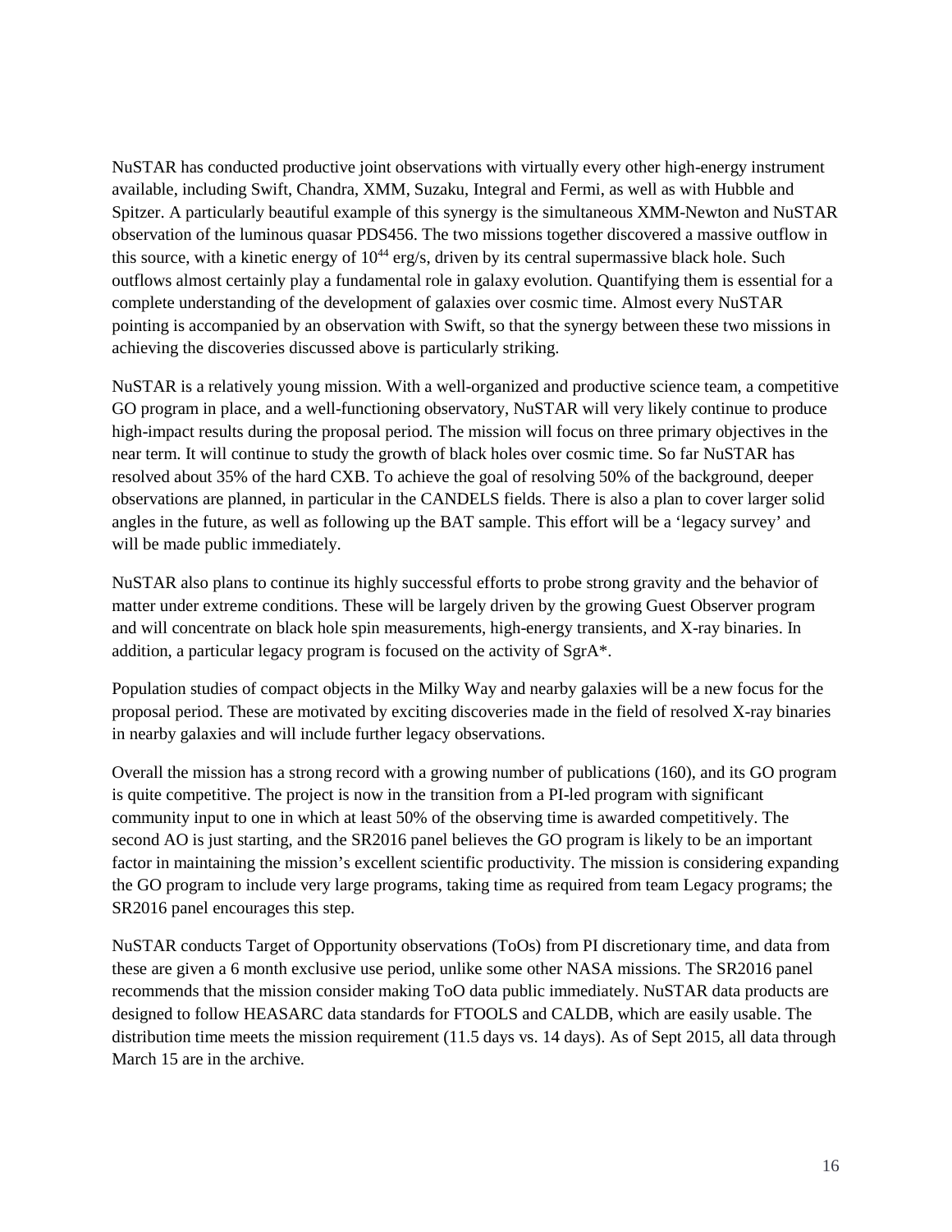NuSTAR has conducted productive joint observations with virtually every other high-energy instrument available, including Swift, Chandra, XMM, Suzaku, Integral and Fermi, as well as with Hubble and Spitzer. A particularly beautiful example of this synergy is the simultaneous XMM-Newton and NuSTAR observation of the luminous quasar PDS456. The two missions together discovered a massive outflow in this source, with a kinetic energy of $10^{44}$ erg/s, driven by its central supermassive black hole. Such outflows almost certainly play a fundamental role in galaxy evolution. Quantifying them is essential for a complete understanding of the development of galaxies over cosmic time. Almost every NuSTAR pointing is accompanied by an observation with Swift, so that the synergy between these two missions in achieving the discoveries discussed above is particularly striking.

NuSTAR is a relatively young mission. With a well-organized and productive science team, a competitive GO program in place, and a well-functioning observatory, NuSTAR will very likely continue to produce high-impact results during the proposal period. The mission will focus on three primary objectives in the near term. It will continue to study the growth of black holes over cosmic time. So far NuSTAR has resolved about 35% of the hard CXB. To achieve the goal of resolving 50% of the background, deeper observations are planned, in particular in the CANDELS fields. There is also a plan to cover larger solid angles in the future, as well as following up the BAT sample. This effort will be a 'legacy survey' and will be made public immediately.

NuSTAR also plans to continue its highly successful efforts to probe strong gravity and the behavior of matter under extreme conditions. These will be largely driven by the growing Guest Observer program and will concentrate on black hole spin measurements, high-energy transients, and X-ray binaries. In addition, a particular legacy program is focused on the activity of SgrA*.

Population studies of compact objects in the Milky Way and nearby galaxies will be a new focus for the proposal period. These are motivated by exciting discoveries made in the field of resolved X-ray binaries in nearby galaxies and will include further legacy observations.

Overall the mission has a strong record with a growing number of publications (160), and its GO program is quite competitive. The project is now in the transition from a PI-led program with significant community input to one in which at least 50% of the observing time is awarded competitively. The second AO is just starting, and the SR2016 panel believes the GO program is likely to be an important factor in maintaining the mission's excellent scientific productivity. The mission is considering expanding the GO program to include very large programs, taking time as required from team Legacy programs; the SR2016 panel encourages this step.

NuSTAR conducts Target of Opportunity observations (ToOs) from PI discretionary time, and data from these are given a 6 month exclusive use period, unlike some other NASA missions. The SR2016 panel recommends that the mission consider making ToO data public immediately. NuSTAR data products are designed to follow HEASARC data standards for FTOOLS and CALDB, which are easily usable. The distribution time meets the mission requirement (11.5 days vs. 14 days). As of Sept 2015, all data through March 15 are in the archive.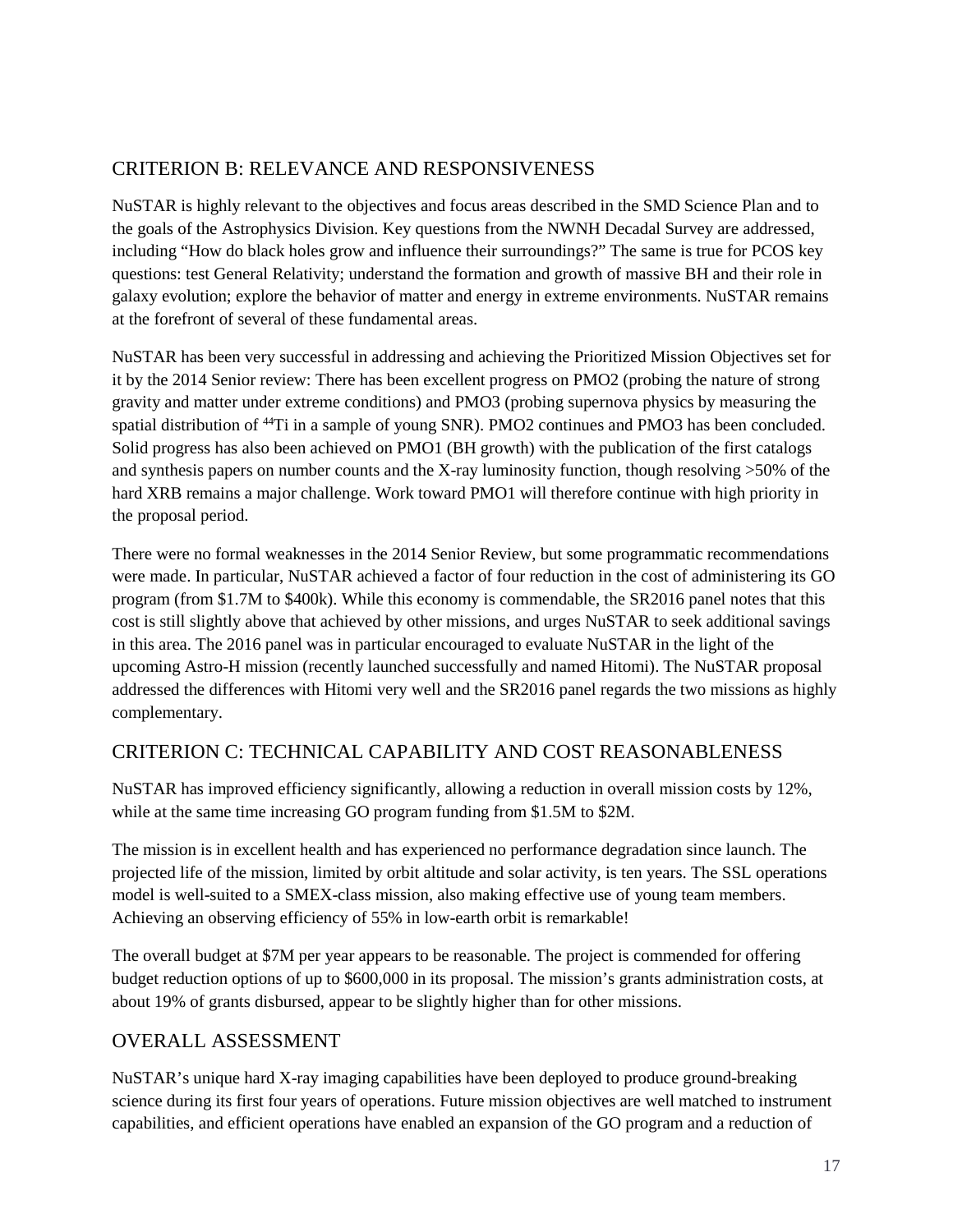## CRITERION B: RELEVANCE AND RESPONSIVENESS

NuSTAR is highly relevant to the objectives and focus areas described in the SMD Science Plan and to the goals of the Astrophysics Division. Key questions from the NWNH Decadal Survey are addressed, including "How do black holes grow and influence their surroundings?" The same is true for PCOS key questions: test General Relativity; understand the formation and growth of massive BH and their role in galaxy evolution; explore the behavior of matter and energy in extreme environments. NuSTAR remains at the forefront of several of these fundamental areas.

NuSTAR has been very successful in addressing and achieving the Prioritized Mission Objectives set for it by the 2014 Senior review: There has been excellent progress on PMO2 (probing the nature of strong gravity and matter under extreme conditions) and PMO3 (probing supernova physics by measuring the spatial distribution of $^{44}$Ti in a sample of young SNR). PMO2 continues and PMO3 has been concluded. Solid progress has also been achieved on PMO1 (BH growth) with the publication of the first catalogs and synthesis papers on number counts and the X-ray luminosity function, though resolving >50% of the hard XRB remains a major challenge. Work toward PMO1 will therefore continue with high priority in the proposal period.

There were no formal weaknesses in the 2014 Senior Review, but some programmatic recommendations were made. In particular, NuSTAR achieved a factor of four reduction in the cost of administering its GO program (from $1.7M to $400k). While this economy is commendable, the SR2016 panel notes that this cost is still slightly above that achieved by other missions, and urges NuSTAR to seek additional savings in this area. The 2016 panel was in particular encouraged to evaluate NuSTAR in the light of the upcoming Astro-H mission (recently launched successfully and named Hitomi). The NuSTAR proposal addressed the differences with Hitomi very well and the SR2016 panel regards the two missions as highly complementary.

## CRITERION C: TECHNICAL CAPABILITY AND COST REASONABLENESS

NuSTAR has improved efficiency significantly, allowing a reduction in overall mission costs by 12%, while at the same time increasing GO program funding from $1.5M to $2M.

The mission is in excellent health and has experienced no performance degradation since launch. The projected life of the mission, limited by orbit altitude and solar activity, is ten years. The SSL operations model is well-suited to a SMEX-class mission, also making effective use of young team members. Achieving an observing efficiency of 55% in low-earth orbit is remarkable!

The overall budget at $7M per year appears to be reasonable. The project is commended for offering budget reduction options of up to $600,000 in its proposal. The mission's grants administration costs, at about 19% of grants disbursed, appear to be slightly higher than for other missions.

## OVERALL ASSESSMENT

NuSTAR's unique hard X-ray imaging capabilities have been deployed to produce ground-breaking science during its first four years of operations. Future mission objectives are well matched to instrument capabilities, and efficient operations have enabled an expansion of the GO program and a reduction of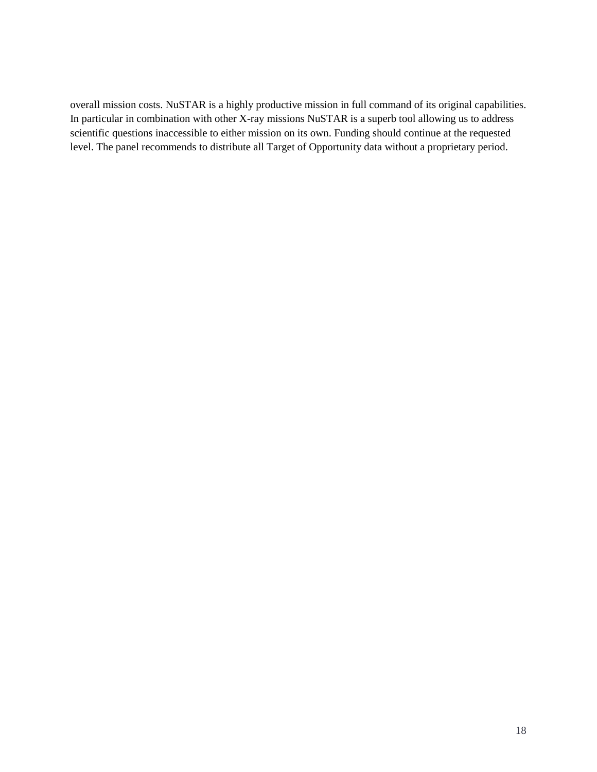overall mission costs. NuSTAR is a highly productive mission in full command of its original capabilities. In particular in combination with other X-ray missions NuSTAR is a superb tool allowing us to address scientific questions inaccessible to either mission on its own. Funding should continue at the requested level. The panel recommends to distribute all Target of Opportunity data without a proprietary period.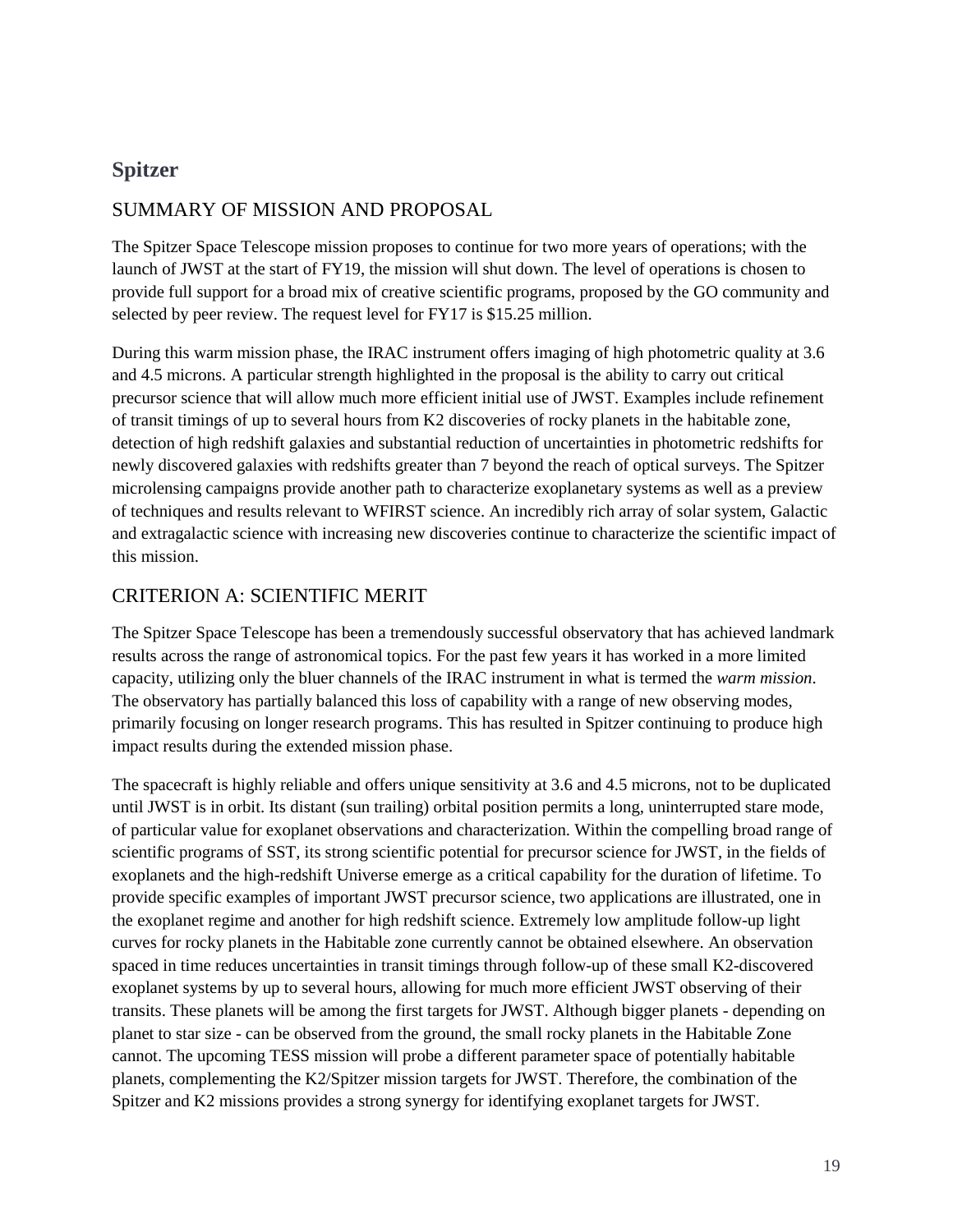## Spitzer

### SUMMARY OF MISSION AND PROPOSAL

The Spitzer Space Telescope mission proposes to continue for two more years of operations; with the launch of JWST at the start of FY19, the mission will shut down. The level of operations is chosen to provide full support for a broad mix of creative scientific programs, proposed by the GO community and selected by peer review. The request level for FY17 is $15.25 million.

During this warm mission phase, the IRAC instrument offers imaging of high photometric quality at 3.6 and 4.5 microns. A particular strength highlighted in the proposal is the ability to carry out critical precursor science that will allow much more efficient initial use of JWST. Examples include refinement of transit timings of up to several hours from K2 discoveries of rocky planets in the habitable zone, detection of high redshift galaxies and substantial reduction of uncertainties in photometric redshifts for newly discovered galaxies with redshifts greater than 7 beyond the reach of optical surveys. The Spitzer microlensing campaigns provide another path to characterize exoplanetary systems as well as a preview of techniques and results relevant to WFIRST science. An incredibly rich array of solar system, Galactic and extragalactic science with increasing new discoveries continue to characterize the scientific impact of this mission.

### CRITERION A: SCIENTIFIC MERIT

The Spitzer Space Telescope has been a tremendously successful observatory that has achieved landmark results across the range of astronomical topics. For the past few years it has worked in a more limited capacity, utilizing only the bluer channels of the IRAC instrument in what is termed the *warm mission*. The observatory has partially balanced this loss of capability with a range of new observing modes, primarily focusing on longer research programs. This has resulted in Spitzer continuing to produce high impact results during the extended mission phase.

The spacecraft is highly reliable and offers unique sensitivity at 3.6 and 4.5 microns, not to be duplicated until JWST is in orbit. Its distant (sun trailing) orbital position permits a long, uninterrupted stare mode, of particular value for exoplanet observations and characterization. Within the compelling broad range of scientific programs of SST, its strong scientific potential for precursor science for JWST, in the fields of exoplanets and the high-redshift Universe emerge as a critical capability for the duration of lifetime. To provide specific examples of important JWST precursor science, two applications are illustrated, one in the exoplanet regime and another for high redshift science. Extremely low amplitude follow-up light curves for rocky planets in the Habitable zone currently cannot be obtained elsewhere. An observation spaced in time reduces uncertainties in transit timings through follow-up of these small K2-discovered exoplanet systems by up to several hours, allowing for much more efficient JWST observing of their transits. These planets will be among the first targets for JWST. Although bigger planets - depending on planet to star size - can be observed from the ground, the small rocky planets in the Habitable Zone cannot. The upcoming TESS mission will probe a different parameter space of potentially habitable planets, complementing the K2/Spitzer mission targets for JWST. Therefore, the combination of the Spitzer and K2 missions provides a strong synergy for identifying exoplanet targets for JWST.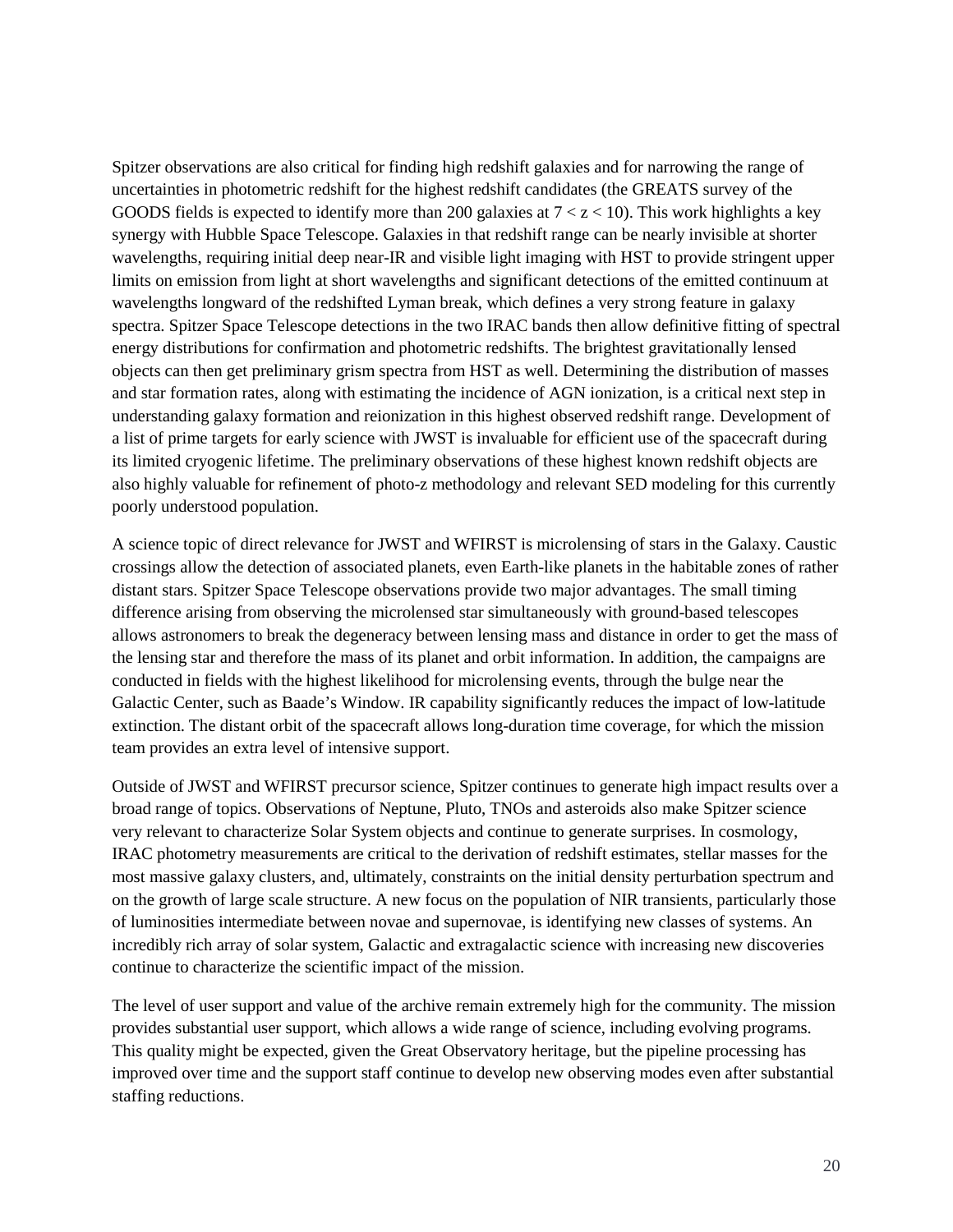Spitzer observations are also critical for finding high redshift galaxies and for narrowing the range of uncertainties in photometric redshift for the highest redshift candidates (the GREATS survey of the GOODS fields is expected to identify more than 200 galaxies at $7 < z < 10$). This work highlights a key synergy with Hubble Space Telescope. Galaxies in that redshift range can be nearly invisible at shorter wavelengths, requiring initial deep near-IR and visible light imaging with HST to provide stringent upper limits on emission from light at short wavelengths and significant detections of the emitted continuum at wavelengths longward of the redshifted Lyman break, which defines a very strong feature in galaxy spectra. Spitzer Space Telescope detections in the two IRAC bands then allow definitive fitting of spectral energy distributions for confirmation and photometric redshifts. The brightest gravitationally lensed objects can then get preliminary grism spectra from HST as well. Determining the distribution of masses and star formation rates, along with estimating the incidence of AGN ionization, is a critical next step in understanding galaxy formation and reionization in this highest observed redshift range. Development of a list of prime targets for early science with JWST is invaluable for efficient use of the spacecraft during its limited cryogenic lifetime. The preliminary observations of these highest known redshift objects are also highly valuable for refinement of photo-z methodology and relevant SED modeling for this currently poorly understood population.

A science topic of direct relevance for JWST and WFIRST is microlensing of stars in the Galaxy. Caustic crossings allow the detection of associated planets, even Earth-like planets in the habitable zones of rather distant stars. Spitzer Space Telescope observations provide two major advantages. The small timing difference arising from observing the microlensed star simultaneously with ground-based telescopes allows astronomers to break the degeneracy between lensing mass and distance in order to get the mass of the lensing star and therefore the mass of its planet and orbit information. In addition, the campaigns are conducted in fields with the highest likelihood for microlensing events, through the bulge near the Galactic Center, such as Baade's Window. IR capability significantly reduces the impact of low-latitude extinction. The distant orbit of the spacecraft allows long-duration time coverage, for which the mission team provides an extra level of intensive support.

Outside of JWST and WFIRST precursor science, Spitzer continues to generate high impact results over a broad range of topics. Observations of Neptune, Pluto, TNOs and asteroids also make Spitzer science very relevant to characterize Solar System objects and continue to generate surprises. In cosmology, IRAC photometry measurements are critical to the derivation of redshift estimates, stellar masses for the most massive galaxy clusters, and, ultimately, constraints on the initial density perturbation spectrum and on the growth of large scale structure. A new focus on the population of NIR transients, particularly those of luminosities intermediate between novae and supernovae, is identifying new classes of systems. An incredibly rich array of solar system, Galactic and extragalactic science with increasing new discoveries continue to characterize the scientific impact of the mission.

The level of user support and value of the archive remain extremely high for the community. The mission provides substantial user support, which allows a wide range of science, including evolving programs. This quality might be expected, given the Great Observatory heritage, but the pipeline processing has improved over time and the support staff continue to develop new observing modes even after substantial staffing reductions.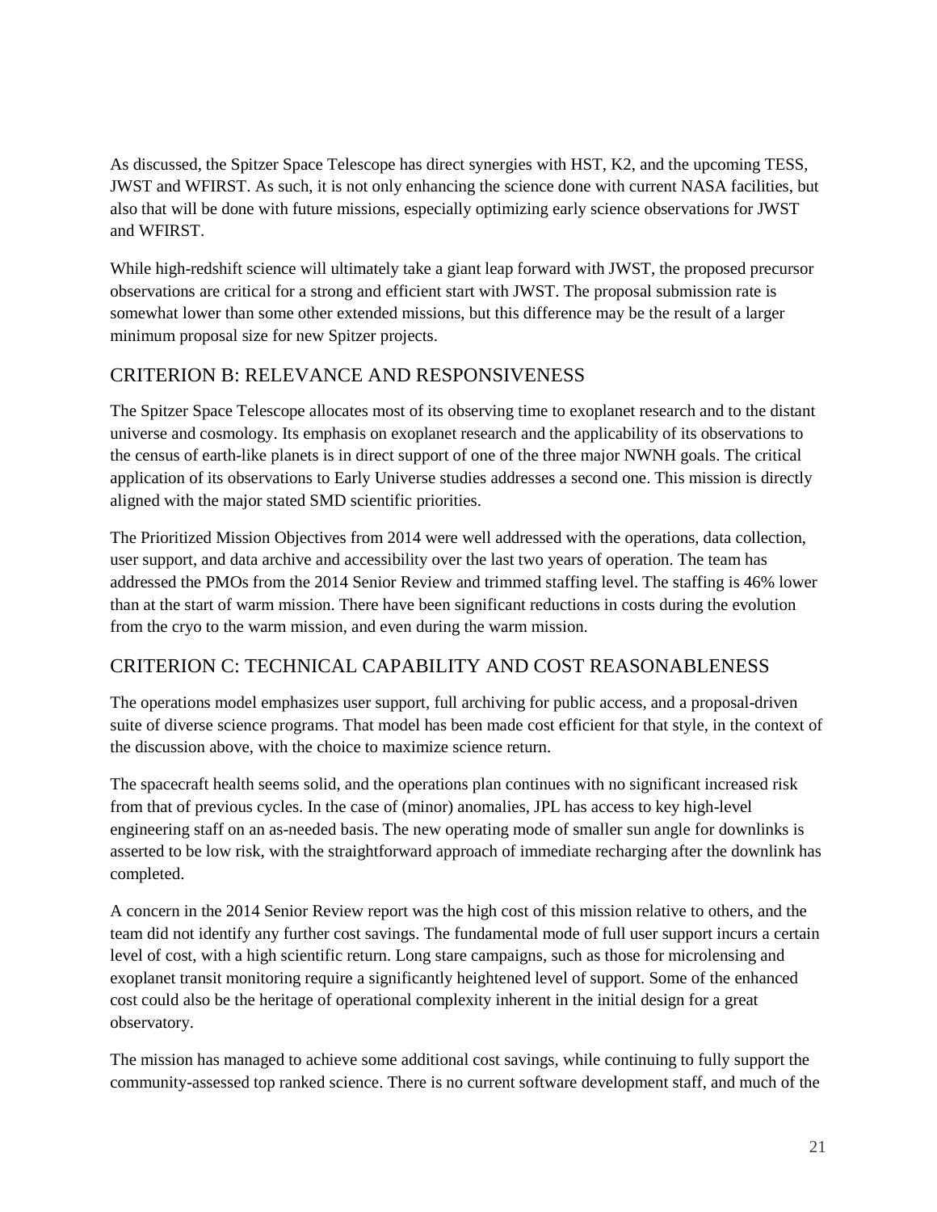As discussed, the Spitzer Space Telescope has direct synergies with HST, K2, and the upcoming TESS, JWST and WFIRST. As such, it is not only enhancing the science done with current NASA facilities, but also that will be done with future missions, especially optimizing early science observations for JWST and WFIRST.

While high-redshift science will ultimately take a giant leap forward with JWST, the proposed precursor observations are critical for a strong and efficient start with JWST. The proposal submission rate is somewhat lower than some other extended missions, but this difference may be the result of a larger minimum proposal size for new Spitzer projects.

## CRITERION B: RELEVANCE AND RESPONSIVENESS

The Spitzer Space Telescope allocates most of its observing time to exoplanet research and to the distant universe and cosmology. Its emphasis on exoplanet research and the applicability of its observations to the census of earth-like planets is in direct support of one of the three major NWNH goals. The critical application of its observations to Early Universe studies addresses a second one. This mission is directly aligned with the major stated SMD scientific priorities.

The Prioritized Mission Objectives from 2014 were well addressed with the operations, data collection, user support, and data archive and accessibility over the last two years of operation. The team has addressed the PMOs from the 2014 Senior Review and trimmed staffing level. The staffing is 46% lower than at the start of warm mission. There have been significant reductions in costs during the evolution from the cryo to the warm mission, and even during the warm mission.

## CRITERION C: TECHNICAL CAPABILITY AND COST REASONABLENESS

The operations model emphasizes user support, full archiving for public access, and a proposal-driven suite of diverse science programs. That model has been made cost efficient for that style, in the context of the discussion above, with the choice to maximize science return.

The spacecraft health seems solid, and the operations plan continues with no significant increased risk from that of previous cycles. In the case of (minor) anomalies, JPL has access to key high-level engineering staff on an as-needed basis. The new operating mode of smaller sun angle for downlinks is asserted to be low risk, with the straightforward approach of immediate recharging after the downlink has completed.

A concern in the 2014 Senior Review report was the high cost of this mission relative to others, and the team did not identify any further cost savings. The fundamental mode of full user support incurs a certain level of cost, with a high scientific return. Long stare campaigns, such as those for microlensing and exoplanet transit monitoring require a significantly heightened level of support. Some of the enhanced cost could also be the heritage of operational complexity inherent in the initial design for a great observatory.

The mission has managed to achieve some additional cost savings, while continuing to fully support the community-assessed top ranked science. There is no current software development staff, and much of the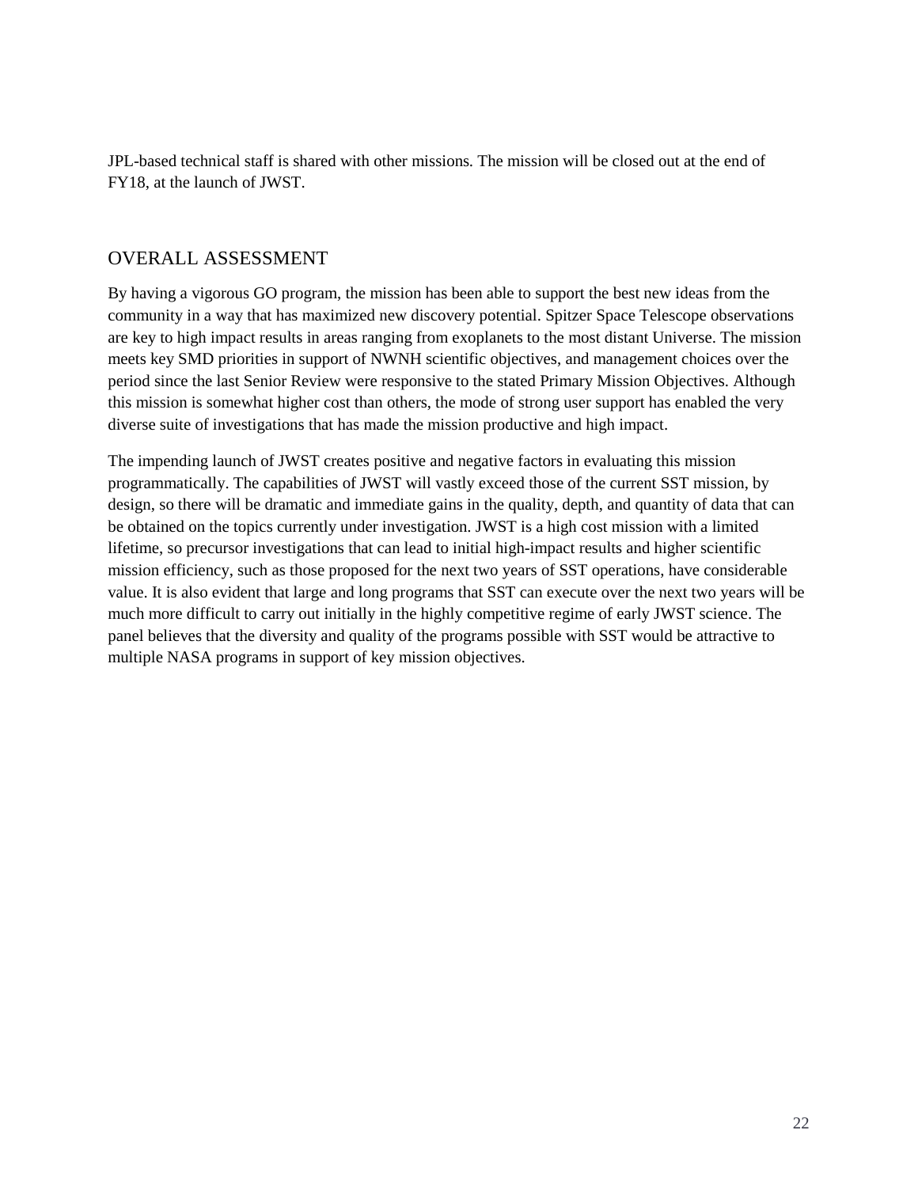JPL-based technical staff is shared with other missions. The mission will be closed out at the end of FY18, at the launch of JWST.

## OVERALL ASSESSMENT

By having a vigorous GO program, the mission has been able to support the best new ideas from the community in a way that has maximized new discovery potential. Spitzer Space Telescope observations are key to high impact results in areas ranging from exoplanets to the most distant Universe. The mission meets key SMD priorities in support of NWNH scientific objectives, and management choices over the period since the last Senior Review were responsive to the stated Primary Mission Objectives. Although this mission is somewhat higher cost than others, the mode of strong user support has enabled the very diverse suite of investigations that has made the mission productive and high impact.

The impending launch of JWST creates positive and negative factors in evaluating this mission programmatically. The capabilities of JWST will vastly exceed those of the current SST mission, by design, so there will be dramatic and immediate gains in the quality, depth, and quantity of data that can be obtained on the topics currently under investigation. JWST is a high cost mission with a limited lifetime, so precursor investigations that can lead to initial high-impact results and higher scientific mission efficiency, such as those proposed for the next two years of SST operations, have considerable value. It is also evident that large and long programs that SST can execute over the next two years will be much more difficult to carry out initially in the highly competitive regime of early JWST science. The panel believes that the diversity and quality of the programs possible with SST would be attractive to multiple NASA programs in support of key mission objectives.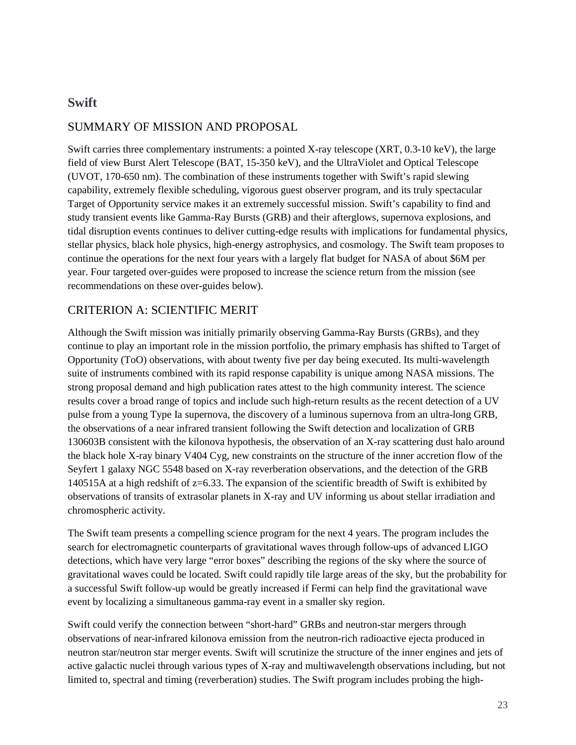## Swift

### SUMMARY OF MISSION AND PROPOSAL

Swift carries three complementary instruments: a pointed X-ray telescope (XRT, 0.3-10 keV), the large field of view Burst Alert Telescope (BAT, 15-350 keV), and the UltraViolet and Optical Telescope (UVOT, 170-650 nm). The combination of these instruments together with Swift's rapid slewing capability, extremely flexible scheduling, vigorous guest observer program, and its truly spectacular Target of Opportunity service makes it an extremely successful mission. Swift's capability to find and study transient events like Gamma-Ray Bursts (GRB) and their afterglows, supernova explosions, and tidal disruption events continues to deliver cutting-edge results with implications for fundamental physics, stellar physics, black hole physics, high-energy astrophysics, and cosmology. The Swift team proposes to continue the operations for the next four years with a largely flat budget for NASA of about $6M per year. Four targeted over-guides were proposed to increase the science return from the mission (see recommendations on these over-guides below).

### CRITERION A: SCIENTIFIC MERIT

Although the Swift mission was initially primarily observing Gamma-Ray Bursts (GRBs), and they continue to play an important role in the mission portfolio, the primary emphasis has shifted to Target of Opportunity (ToO) observations, with about twenty five per day being executed. Its multi-wavelength suite of instruments combined with its rapid response capability is unique among NASA missions. The strong proposal demand and high publication rates attest to the high community interest. The science results cover a broad range of topics and include such high-return results as the recent detection of a UV pulse from a young Type Ia supernova, the discovery of a luminous supernova from an ultra-long GRB, the observations of a near infrared transient following the Swift detection and localization of GRB 130603B consistent with the kilonova hypothesis, the observation of an X-ray scattering dust halo around the black hole X-ray binary V404 Cyg, new constraints on the structure of the inner accretion flow of the Seyfert 1 galaxy NGC 5548 based on X-ray reverberation observations, and the detection of the GRB 140515A at a high redshift of $z=6.33$. The expansion of the scientific breadth of Swift is exhibited by observations of transits of extrasolar planets in X-ray and UV informing us about stellar irradiation and chromospheric activity.

The Swift team presents a compelling science program for the next 4 years. The program includes the search for electromagnetic counterparts of gravitational waves through follow-ups of advanced LIGO detections, which have very large "error boxes" describing the regions of the sky where the source of gravitational waves could be located. Swift could rapidly tile large areas of the sky, but the probability for a successful Swift follow-up would be greatly increased if Fermi can help find the gravitational wave event by localizing a simultaneous gamma-ray event in a smaller sky region.

Swift could verify the connection between "short-hard" GRBs and neutron-star mergers through observations of near-infrared kilonova emission from the neutron-rich radioactive ejecta produced in neutron star/neutron star merger events. Swift will scrutinize the structure of the inner engines and jets of active galactic nuclei through various types of X-ray and multiwavelength observations including, but not limited to, spectral and timing (reverberation) studies. The Swift program includes probing the high-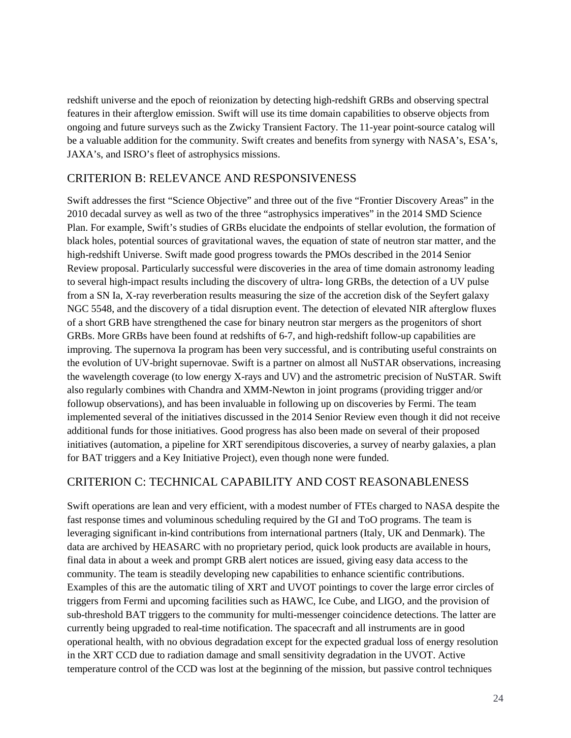redshift universe and the epoch of reionization by detecting high-redshift GRBs and observing spectral features in their afterglow emission. Swift will use its time domain capabilities to observe objects from ongoing and future surveys such as the Zwicky Transient Factory. The 11-year point-source catalog will be a valuable addition for the community. Swift creates and benefits from synergy with NASA's, ESA's, JAXA's, and ISRO's fleet of astrophysics missions.

## CRITERION B: RELEVANCE AND RESPONSIVENESS

Swift addresses the first "Science Objective" and three out of the five "Frontier Discovery Areas" in the 2010 decadal survey as well as two of the three "astrophysics imperatives" in the 2014 SMD Science Plan. For example, Swift's studies of GRBs elucidate the endpoints of stellar evolution, the formation of black holes, potential sources of gravitational waves, the equation of state of neutron star matter, and the high-redshift Universe. Swift made good progress towards the PMOs described in the 2014 Senior Review proposal. Particularly successful were discoveries in the area of time domain astronomy leading to several high-impact results including the discovery of ultra- long GRBs, the detection of a UV pulse from a SN Ia, X-ray reverberation results measuring the size of the accretion disk of the Seyfert galaxy NGC 5548, and the discovery of a tidal disruption event. The detection of elevated NIR afterglow fluxes of a short GRB have strengthened the case for binary neutron star mergers as the progenitors of short GRBs. More GRBs have been found at redshifts of 6-7, and high-redshift follow-up capabilities are improving. The supernova Ia program has been very successful, and is contributing useful constraints on the evolution of UV-bright supernovae. Swift is a partner on almost all NuSTAR observations, increasing the wavelength coverage (to low energy X-rays and UV) and the astrometric precision of NuSTAR. Swift also regularly combines with Chandra and XMM-Newton in joint programs (providing trigger and/or followup observations), and has been invaluable in following up on discoveries by Fermi. The team implemented several of the initiatives discussed in the 2014 Senior Review even though it did not receive additional funds for those initiatives. Good progress has also been made on several of their proposed initiatives (automation, a pipeline for XRT serendipitous discoveries, a survey of nearby galaxies, a plan for BAT triggers and a Key Initiative Project), even though none were funded.

## CRITERION C: TECHNICAL CAPABILITY AND COST REASONABLENESS

Swift operations are lean and very efficient, with a modest number of FTEs charged to NASA despite the fast response times and voluminous scheduling required by the GI and ToO programs. The team is leveraging significant in-kind contributions from international partners (Italy, UK and Denmark). The data are archived by HEASARC with no proprietary period, quick look products are available in hours, final data in about a week and prompt GRB alert notices are issued, giving easy data access to the community. The team is steadily developing new capabilities to enhance scientific contributions. Examples of this are the automatic tiling of XRT and UVOT pointings to cover the large error circles of triggers from Fermi and upcoming facilities such as HAWC, Ice Cube, and LIGO, and the provision of sub-threshold BAT triggers to the community for multi-messenger coincidence detections. The latter are currently being upgraded to real-time notification. The spacecraft and all instruments are in good operational health, with no obvious degradation except for the expected gradual loss of energy resolution in the XRT CCD due to radiation damage and small sensitivity degradation in the UVOT. Active temperature control of the CCD was lost at the beginning of the mission, but passive control techniques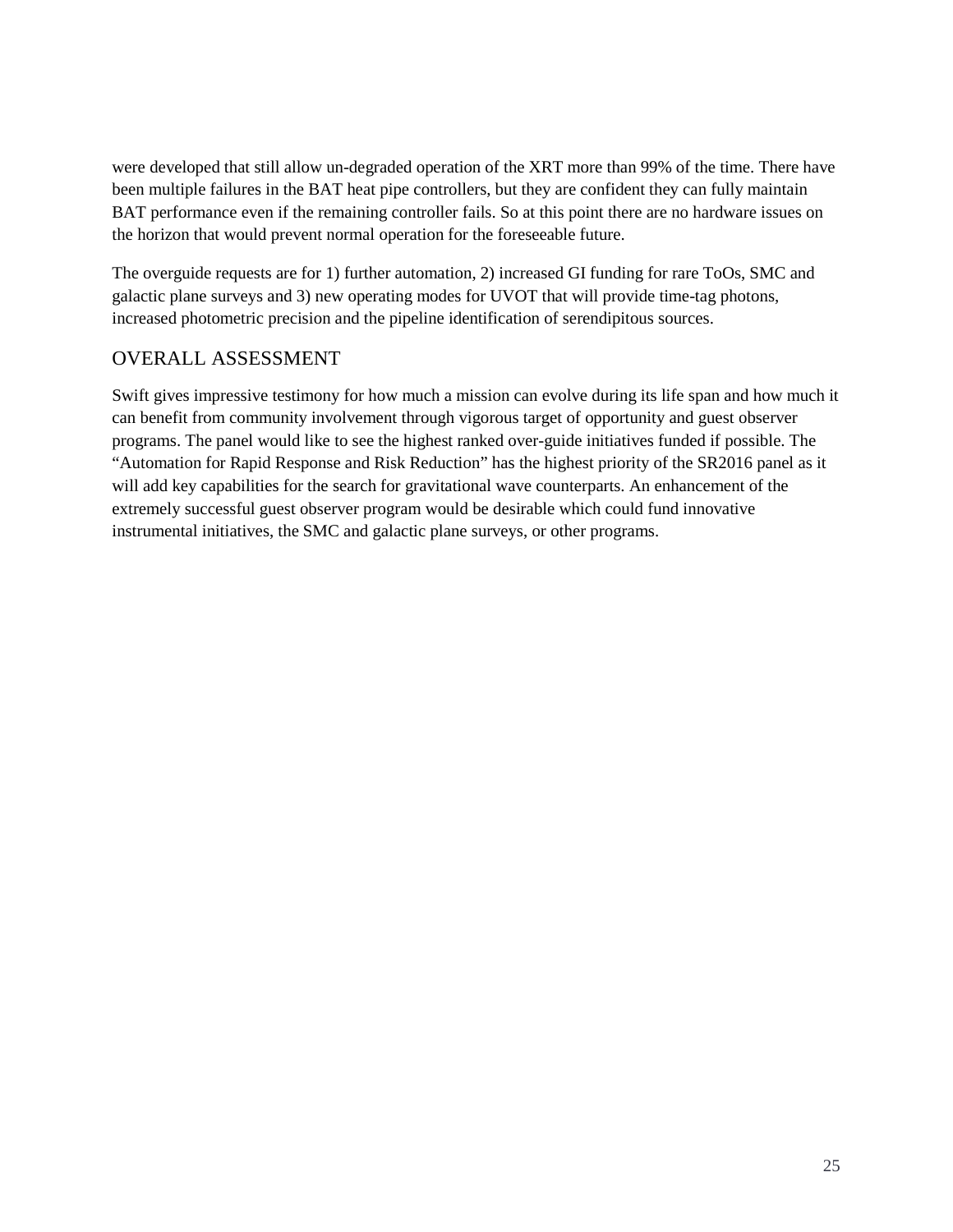were developed that still allow un-degraded operation of the XRT more than 99% of the time. There have been multiple failures in the BAT heat pipe controllers, but they are confident they can fully maintain BAT performance even if the remaining controller fails. So at this point there are no hardware issues on the horizon that would prevent normal operation for the foreseeable future.

The overguide requests are for 1) further automation, 2) increased GI funding for rare ToOs, SMC and galactic plane surveys and 3) new operating modes for UVOT that will provide time-tag photons, increased photometric precision and the pipeline identification of serendipitous sources.

## OVERALL ASSESSMENT

Swift gives impressive testimony for how much a mission can evolve during its life span and how much it can benefit from community involvement through vigorous target of opportunity and guest observer programs. The panel would like to see the highest ranked over-guide initiatives funded if possible. The "Automation for Rapid Response and Risk Reduction" has the highest priority of the SR2016 panel as it will add key capabilities for the search for gravitational wave counterparts. An enhancement of the extremely successful guest observer program would be desirable which could fund innovative instrumental initiatives, the SMC and galactic plane surveys, or other programs.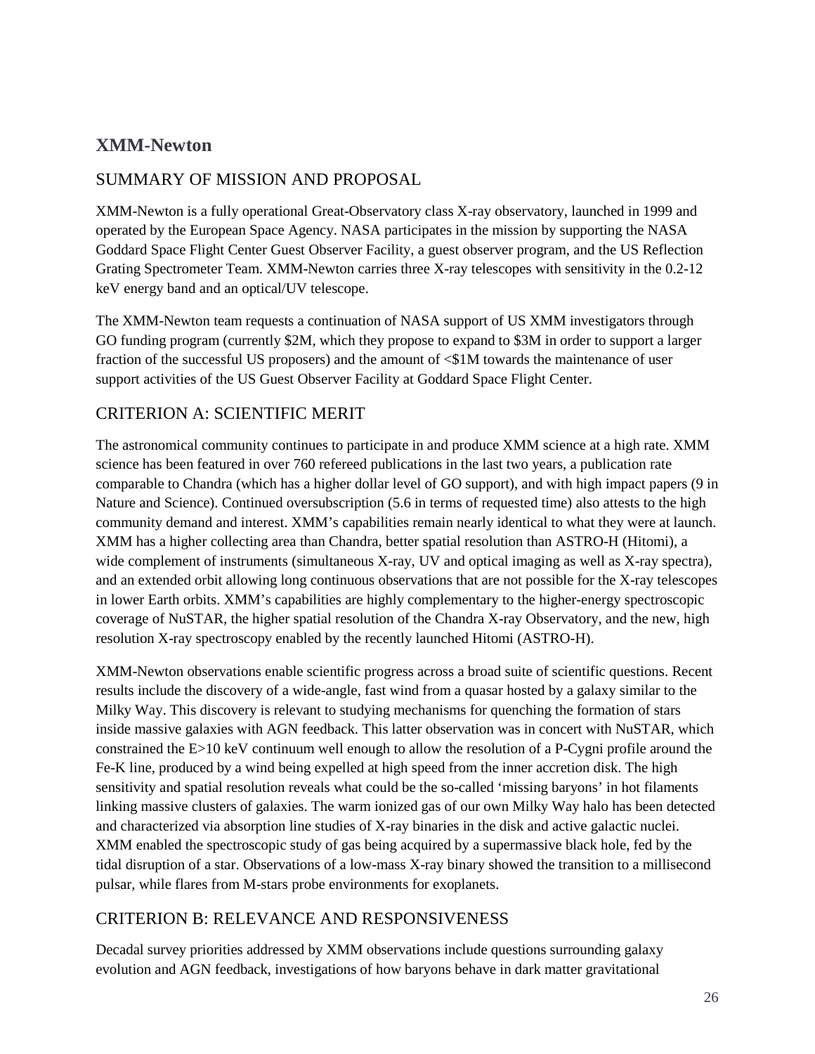## XMM-Newton

### SUMMARY OF MISSION AND PROPOSAL

XMM-Newton is a fully operational Great-Observatory class X-ray observatory, launched in 1999 and operated by the European Space Agency. NASA participates in the mission by supporting the NASA Goddard Space Flight Center Guest Observer Facility, a guest observer program, and the US Reflection Grating Spectrometer Team. XMM-Newton carries three X-ray telescopes with sensitivity in the 0.2-12 keV energy band and an optical/UV telescope.

The XMM-Newton team requests a continuation of NASA support of US XMM investigators through GO funding program (currently $2M, which they propose to expand to $3M in order to support a larger fraction of the successful US proposers) and the amount of <$1M towards the maintenance of user support activities of the US Guest Observer Facility at Goddard Space Flight Center.

### CRITERION A: SCIENTIFIC MERIT

The astronomical community continues to participate in and produce XMM science at a high rate. XMM science has been featured in over 760 refereed publications in the last two years, a publication rate comparable to Chandra (which has a higher dollar level of GO support), and with high impact papers (9 in Nature and Science). Continued oversubscription (5.6 in terms of requested time) also attests to the high community demand and interest. XMM's capabilities remain nearly identical to what they were at launch. XMM has a higher collecting area than Chandra, better spatial resolution than ASTRO-H (Hitomi), a wide complement of instruments (simultaneous X-ray, UV and optical imaging as well as X-ray spectra), and an extended orbit allowing long continuous observations that are not possible for the X-ray telescopes in lower Earth orbits. XMM's capabilities are highly complementary to the higher-energy spectroscopic coverage of NuSTAR, the higher spatial resolution of the Chandra X-ray Observatory, and the new, high resolution X-ray spectroscopy enabled by the recently launched Hitomi (ASTRO-H).

XMM-Newton observations enable scientific progress across a broad suite of scientific questions. Recent results include the discovery of a wide-angle, fast wind from a quasar hosted by a galaxy similar to the Milky Way. This discovery is relevant to studying mechanisms for quenching the formation of stars inside massive galaxies with AGN feedback. This latter observation was in concert with NuSTAR, which constrained the E>10 keV continuum well enough to allow the resolution of a P-Cygni profile around the Fe-K line, produced by a wind being expelled at high speed from the inner accretion disk. The high sensitivity and spatial resolution reveals what could be the so-called 'missing baryons' in hot filaments linking massive clusters of galaxies. The warm ionized gas of our own Milky Way halo has been detected and characterized via absorption line studies of X-ray binaries in the disk and active galactic nuclei. XMM enabled the spectroscopic study of gas being acquired by a supermassive black hole, fed by the tidal disruption of a star. Observations of a low-mass X-ray binary showed the transition to a millisecond pulsar, while flares from M-stars probe environments for exoplanets.

### CRITERION B: RELEVANCE AND RESPONSIVENESS

Decadal survey priorities addressed by XMM observations include questions surrounding galaxy evolution and AGN feedback, investigations of how baryons behave in dark matter gravitational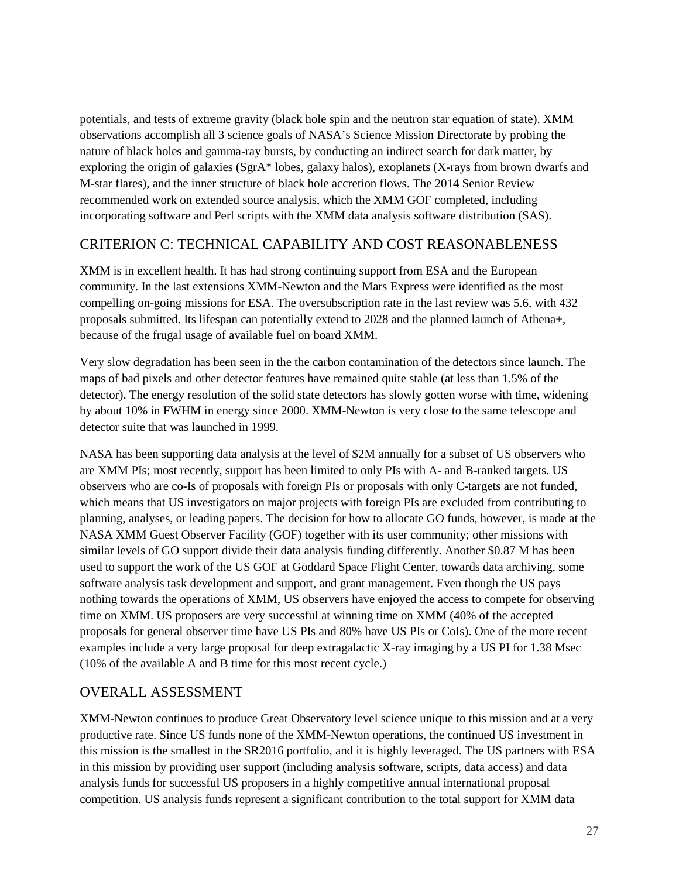potentials, and tests of extreme gravity (black hole spin and the neutron star equation of state). XMM observations accomplish all 3 science goals of NASA's Science Mission Directorate by probing the nature of black holes and gamma-ray bursts, by conducting an indirect search for dark matter, by exploring the origin of galaxies (SgrA* lobes, galaxy halos), exoplanets (X-rays from brown dwarfs and M-star flares), and the inner structure of black hole accretion flows. The 2014 Senior Review recommended work on extended source analysis, which the XMM GOF completed, including incorporating software and Perl scripts with the XMM data analysis software distribution (SAS).

## CRITERION C: TECHNICAL CAPABILITY AND COST REASONABLENESS

XMM is in excellent health. It has had strong continuing support from ESA and the European community. In the last extensions XMM-Newton and the Mars Express were identified as the most compelling on-going missions for ESA. The oversubscription rate in the last review was 5.6, with 432 proposals submitted. Its lifespan can potentially extend to 2028 and the planned launch of Athena+, because of the frugal usage of available fuel on board XMM.

Very slow degradation has been seen in the the carbon contamination of the detectors since launch. The maps of bad pixels and other detector features have remained quite stable (at less than 1.5% of the detector). The energy resolution of the solid state detectors has slowly gotten worse with time, widening by about 10% in FWHM in energy since 2000. XMM-Newton is very close to the same telescope and detector suite that was launched in 1999.

NASA has been supporting data analysis at the level of \$2M annually for a subset of US observers who are XMM PIs; most recently, support has been limited to only PIs with A- and B-ranked targets. US observers who are co-Is of proposals with foreign PIs or proposals with only C-targets are not funded, which means that US investigators on major projects with foreign PIs are excluded from contributing to planning, analyses, or leading papers. The decision for how to allocate GO funds, however, is made at the NASA XMM Guest Observer Facility (GOF) together with its user community; other missions with similar levels of GO support divide their data analysis funding differently. Another \$0.87 M has been used to support the work of the US GOF at Goddard Space Flight Center, towards data archiving, some software analysis task development and support, and grant management. Even though the US pays nothing towards the operations of XMM, US observers have enjoyed the access to compete for observing time on XMM. US proposers are very successful at winning time on XMM (40% of the accepted proposals for general observer time have US PIs and 80% have US PIs or CoIs). One of the more recent examples include a very large proposal for deep extragalactic X-ray imaging by a US PI for 1.38 Msec (10% of the available A and B time for this most recent cycle.)

## OVERALL ASSESSMENT

XMM-Newton continues to produce Great Observatory level science unique to this mission and at a very productive rate. Since US funds none of the XMM-Newton operations, the continued US investment in this mission is the smallest in the SR2016 portfolio, and it is highly leveraged. The US partners with ESA in this mission by providing user support (including analysis software, scripts, data access) and data analysis funds for successful US proposers in a highly competitive annual international proposal competition. US analysis funds represent a significant contribution to the total support for XMM data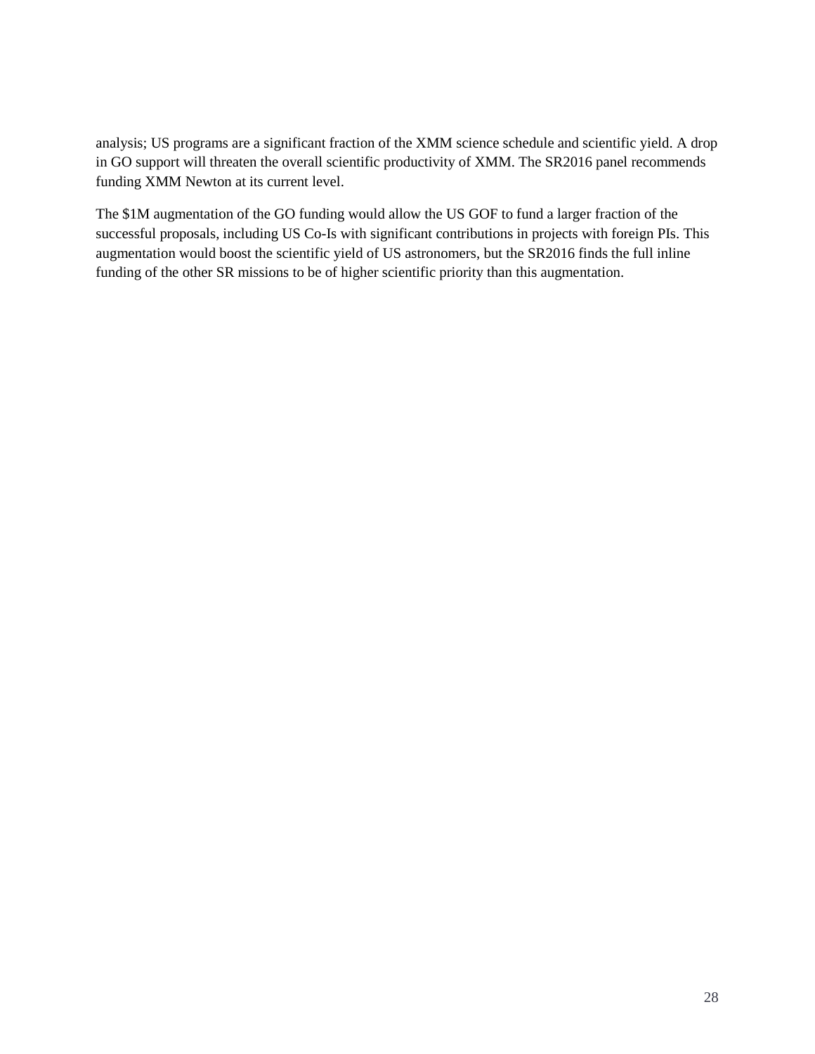analysis; US programs are a significant fraction of the XMM science schedule and scientific yield. A drop in GO support will threaten the overall scientific productivity of XMM. The SR2016 panel recommends funding XMM Newton at its current level.

The $1M augmentation of the GO funding would allow the US GOF to fund a larger fraction of the successful proposals, including US Co-Is with significant contributions in projects with foreign PIs. This augmentation would boost the scientific yield of US astronomers, but the SR2016 finds the full inline funding of the other SR missions to be of higher scientific priority than this augmentation.